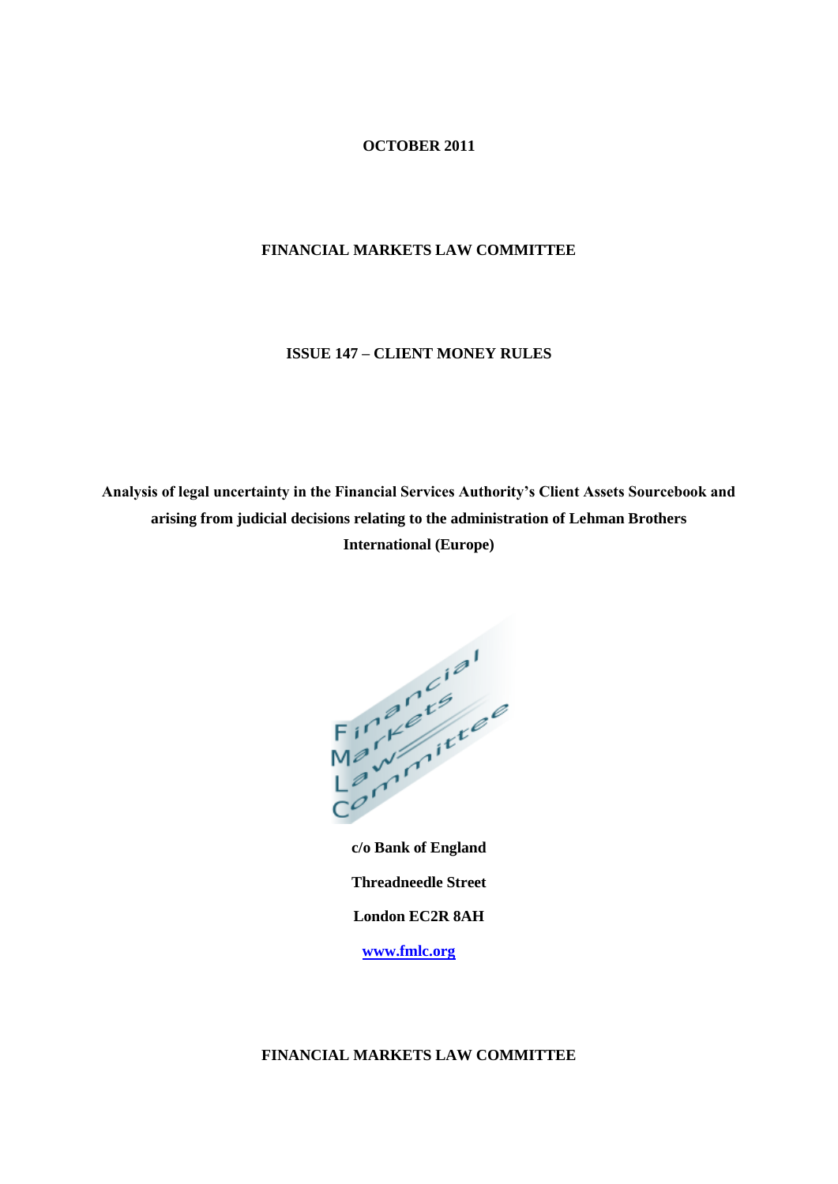**OCTOBER 2011**

**FINANCIAL MARKETS LAW COMMITTEE**

**ISSUE 147 – CLIENT MONEY RULES**

**Analysis of legal uncertainty in the Financial Services Authority's Client Assets Sourcebook and arising from judicial decisions relating to the administration of Lehman Brothers International (Europe)**

**c/o Bank of England**

**Threadneedle Street**

**London EC2R 8AH**

**www.fmlc.org**

**FINANCIAL MARKETS LAW COMMITTEE**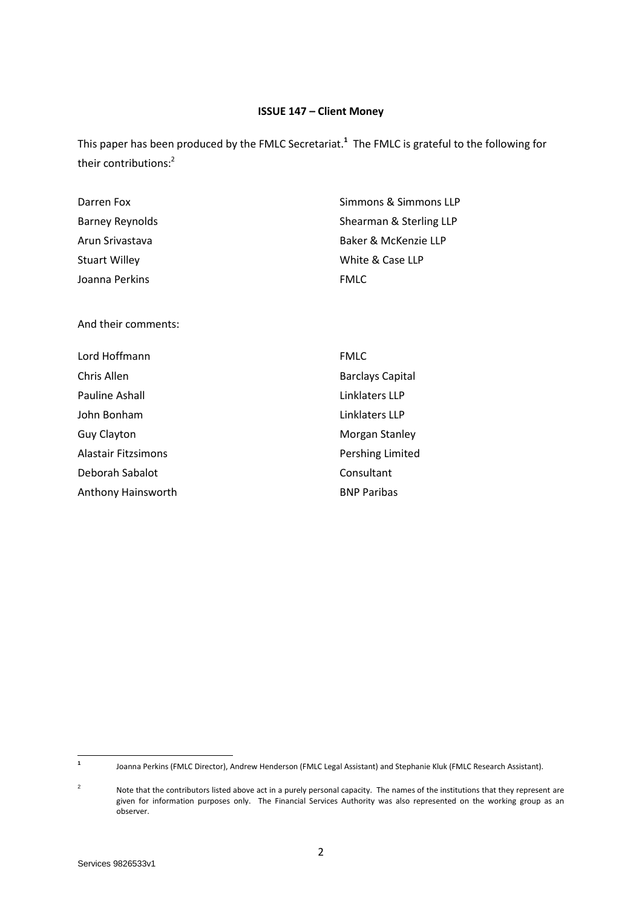**ISSUE 147 – Client Money**

This paper has been produced by the FMLC Secretariat.[1] The FMLC is grateful to the following for their contributions:[2]

| | |
|---|---|
| Darren Fox | Simmons & Simmons LLP |
| Barney Reynolds | Shearman & Sterling LLP |
| Arun Srivastava | Baker & McKenzie LLP |
| Stuart Willey | White & Case LLP |
| Joanna Perkins | FMLC |

And their comments:

| | |
|---|---|
| Lord Hoffmann | FMLC |
| Chris Allen | Barclays Capital |
| Pauline Ashall | Linklaters LLP |
| John Bonham | Linklaters LLP |
| Guy Clayton | Morgan Stanley |
| Alastair Fitzsimons | Pershing Limited |
| Deborah Sabalot | Consultant |
| Anthony Hainsworth | BNP Paribas |

---

[1] Joanna Perkins (FMLC Director), Andrew Henderson (FMLC Legal Assistant) and Stephanie Kluk (FMLC Research Assistant).

[2] Note that the contributors listed above act in a purely personal capacity. The names of the institutions that they represent are given for information purposes only. The Financial Services Authority was also represented on the working group as an observer.

Services 9826533v1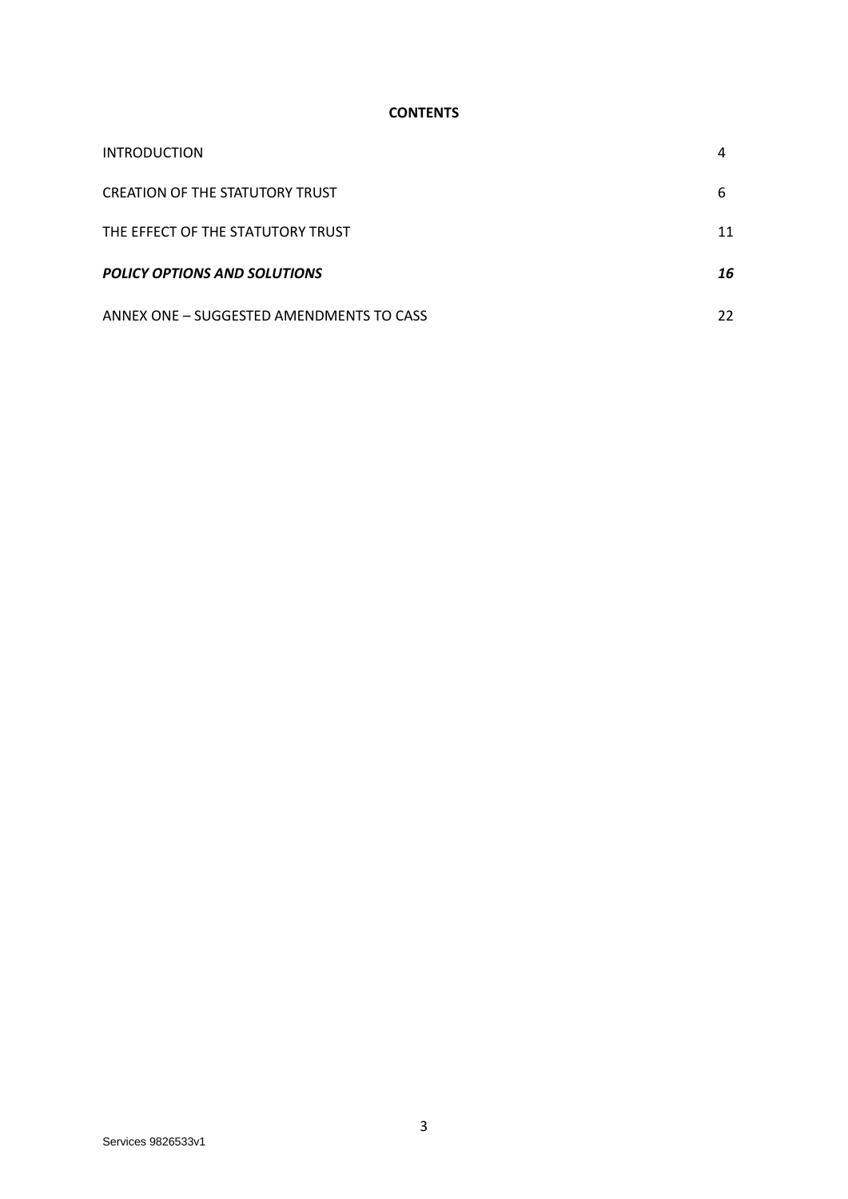**CONTENTS**

| | |
|---|---|
| INTRODUCTION | 4 |
| CREATION OF THE STATUTORY TRUST | 6 |
| THE EFFECT OF THE STATUTORY TRUST | 11 |
| ***POLICY OPTIONS AND SOLUTIONS*** | ***16*** |
| ANNEX ONE – SUGGESTED AMENDMENTS TO CASS | 22 |

Services 9826533v1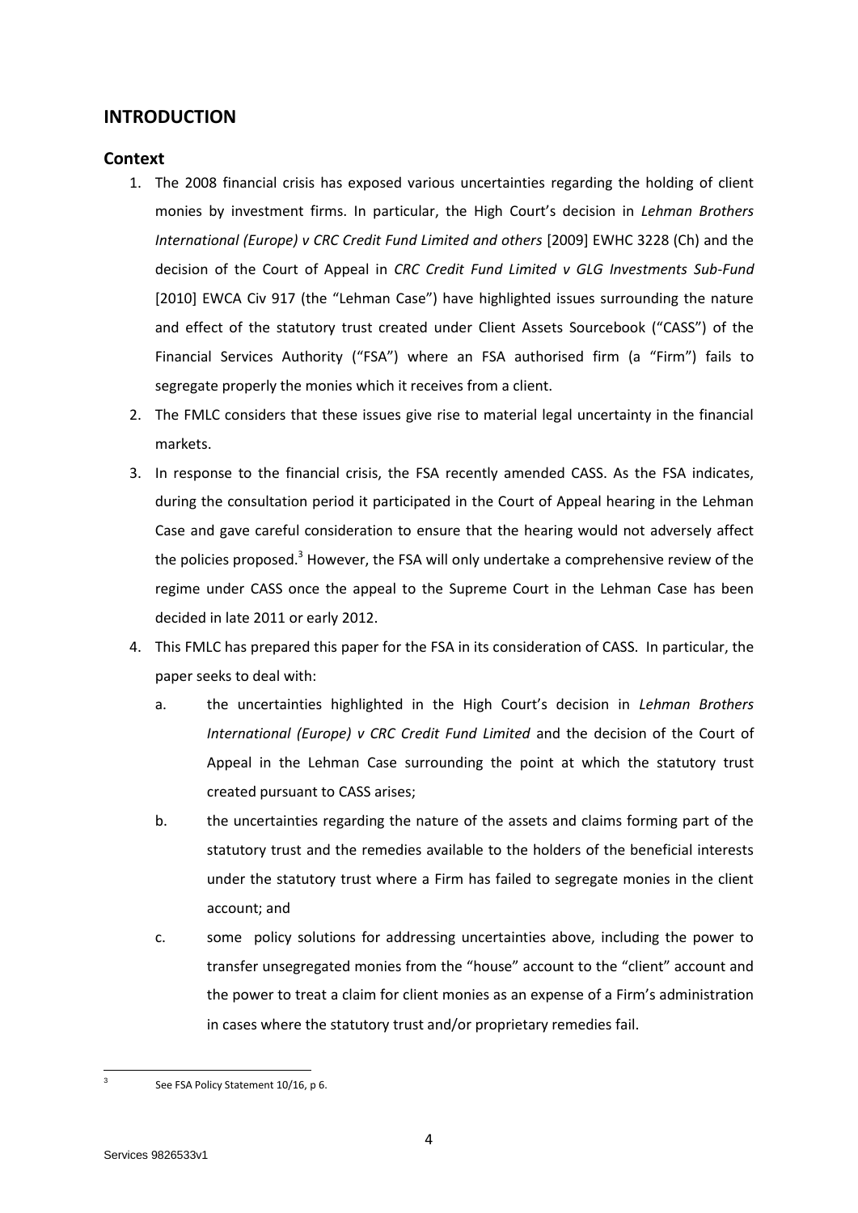## INTRODUCTION

### Context

1. The 2008 financial crisis has exposed various uncertainties regarding the holding of client monies by investment firms. In particular, the High Court's decision in *Lehman Brothers International (Europe) v CRC Credit Fund Limited and others* [2009] EWHC 3228 (Ch) and the decision of the Court of Appeal in *CRC Credit Fund Limited v GLG Investments Sub-Fund* [2010] EWCA Civ 917 (the "Lehman Case") have highlighted issues surrounding the nature and effect of the statutory trust created under Client Assets Sourcebook ("CASS") of the Financial Services Authority ("FSA") where an FSA authorised firm (a "Firm") fails to segregate properly the monies which it receives from a client.
2. The FMLC considers that these issues give rise to material legal uncertainty in the financial markets.
3. In response to the financial crisis, the FSA recently amended CASS. As the FSA indicates, during the consultation period it participated in the Court of Appeal hearing in the Lehman Case and gave careful consideration to ensure that the hearing would not adversely affect the policies proposed.[3] However, the FSA will only undertake a comprehensive review of the regime under CASS once the appeal to the Supreme Court in the Lehman Case has been decided in late 2011 or early 2012.
4. This FMLC has prepared this paper for the FSA in its consideration of CASS. In particular, the paper seeks to deal with:
   a. the uncertainties highlighted in the High Court's decision in *Lehman Brothers International (Europe) v CRC Credit Fund Limited* and the decision of the Court of Appeal in the Lehman Case surrounding the point at which the statutory trust created pursuant to CASS arises;
   b. the uncertainties regarding the nature of the assets and claims forming part of the statutory trust and the remedies available to the holders of the beneficial interests under the statutory trust where a Firm has failed to segregate monies in the client account; and
   c. some policy solutions for addressing uncertainties above, including the power to transfer unsegregated monies from the "house" account to the "client" account and the power to treat a claim for client monies as an expense of a Firm's administration in cases where the statutory trust and/or proprietary remedies fail.

[3] See FSA Policy Statement 10/16, p 6.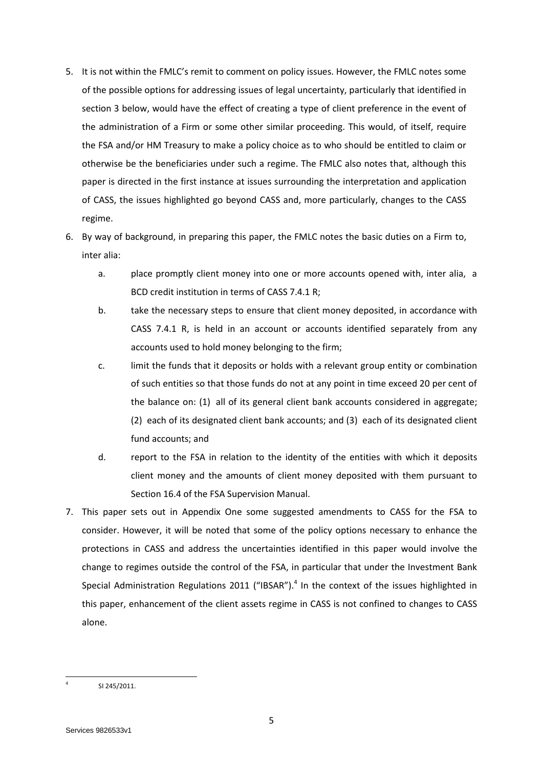5. It is not within the FMLC's remit to comment on policy issues. However, the FMLC notes some of the possible options for addressing issues of legal uncertainty, particularly that identified in section 3 below, would have the effect of creating a type of client preference in the event of the administration of a Firm or some other similar proceeding. This would, of itself, require the FSA and/or HM Treasury to make a policy choice as to who should be entitled to claim or otherwise be the beneficiaries under such a regime. The FMLC also notes that, although this paper is directed in the first instance at issues surrounding the interpretation and application of CASS, the issues highlighted go beyond CASS and, more particularly, changes to the CASS regime.

6. By way of background, in preparing this paper, the FMLC notes the basic duties on a Firm to, inter alia:

   a. place promptly client money into one or more accounts opened with, inter alia, a BCD credit institution in terms of CASS 7.4.1 R;

   b. take the necessary steps to ensure that client money deposited, in accordance with CASS 7.4.1 R, is held in an account or accounts identified separately from any accounts used to hold money belonging to the firm;

   c. limit the funds that it deposits or holds with a relevant group entity or combination of such entities so that those funds do not at any point in time exceed 20 per cent of the balance on: (1) all of its general client bank accounts considered in aggregate; (2) each of its designated client bank accounts; and (3) each of its designated client fund accounts; and

   d. report to the FSA in relation to the identity of the entities with which it deposits client money and the amounts of client money deposited with them pursuant to Section 16.4 of the FSA Supervision Manual.

7. This paper sets out in Appendix One some suggested amendments to CASS for the FSA to consider. However, it will be noted that some of the policy options necessary to enhance the protections in CASS and address the uncertainties identified in this paper would involve the change to regimes outside the control of the FSA, in particular that under the Investment Bank Special Administration Regulations 2011 ("IBSAR").[4] In the context of the issues highlighted in this paper, enhancement of the client assets regime in CASS is not confined to changes to CASS alone.

[4] SI 245/2011.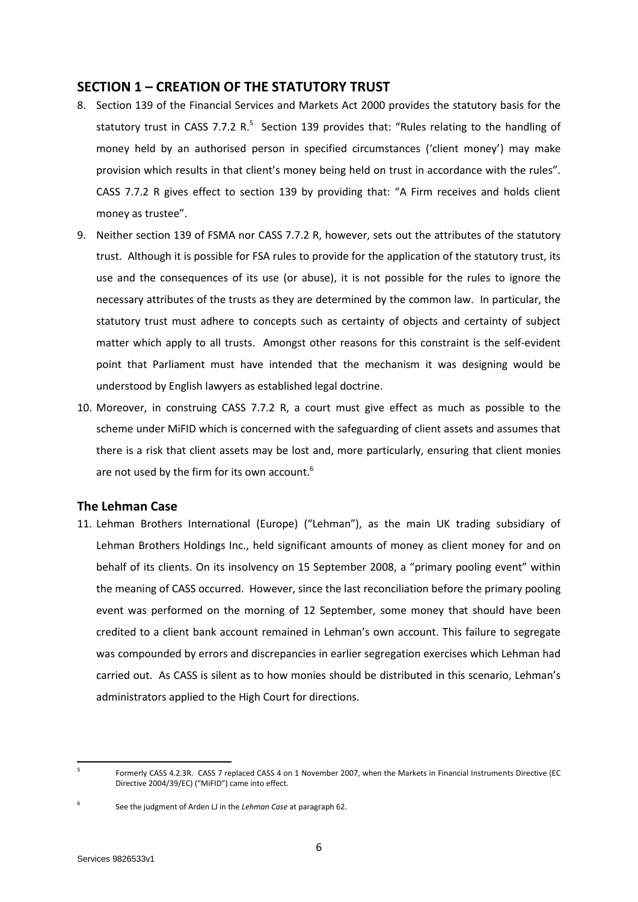## SECTION 1 – CREATION OF THE STATUTORY TRUST

8. Section 139 of the Financial Services and Markets Act 2000 provides the statutory basis for the statutory trust in CASS 7.7.2 R.[5] Section 139 provides that: "Rules relating to the handling of money held by an authorised person in specified circumstances ('client money') may make provision which results in that client's money being held on trust in accordance with the rules". CASS 7.7.2 R gives effect to section 139 by providing that: "A Firm receives and holds client money as trustee".

9. Neither section 139 of FSMA nor CASS 7.7.2 R, however, sets out the attributes of the statutory trust. Although it is possible for FSA rules to provide for the application of the statutory trust, its use and the consequences of its use (or abuse), it is not possible for the rules to ignore the necessary attributes of the trusts as they are determined by the common law. In particular, the statutory trust must adhere to concepts such as certainty of objects and certainty of subject matter which apply to all trusts. Amongst other reasons for this constraint is the self-evident point that Parliament must have intended that the mechanism it was designing would be understood by English lawyers as established legal doctrine.

10. Moreover, in construing CASS 7.7.2 R, a court must give effect as much as possible to the scheme under MiFID which is concerned with the safeguarding of client assets and assumes that there is a risk that client assets may be lost and, more particularly, ensuring that client monies are not used by the firm for its own account.[6]

### The Lehman Case

11. Lehman Brothers International (Europe) ("Lehman"), as the main UK trading subsidiary of Lehman Brothers Holdings Inc., held significant amounts of money as client money for and on behalf of its clients. On its insolvency on 15 September 2008, a "primary pooling event" within the meaning of CASS occurred. However, since the last reconciliation before the primary pooling event was performed on the morning of 12 September, some money that should have been credited to a client bank account remained in Lehman's own account. This failure to segregate was compounded by errors and discrepancies in earlier segregation exercises which Lehman had carried out. As CASS is silent as to how monies should be distributed in this scenario, Lehman's administrators applied to the High Court for directions.

---

[5] Formerly CASS 4.2.3R. CASS 7 replaced CASS 4 on 1 November 2007, when the Markets in Financial Instruments Directive (EC Directive 2004/39/EC) ("MiFID") came into effect.

[6] See the judgment of Arden LJ in the *Lehman Case* at paragraph 62.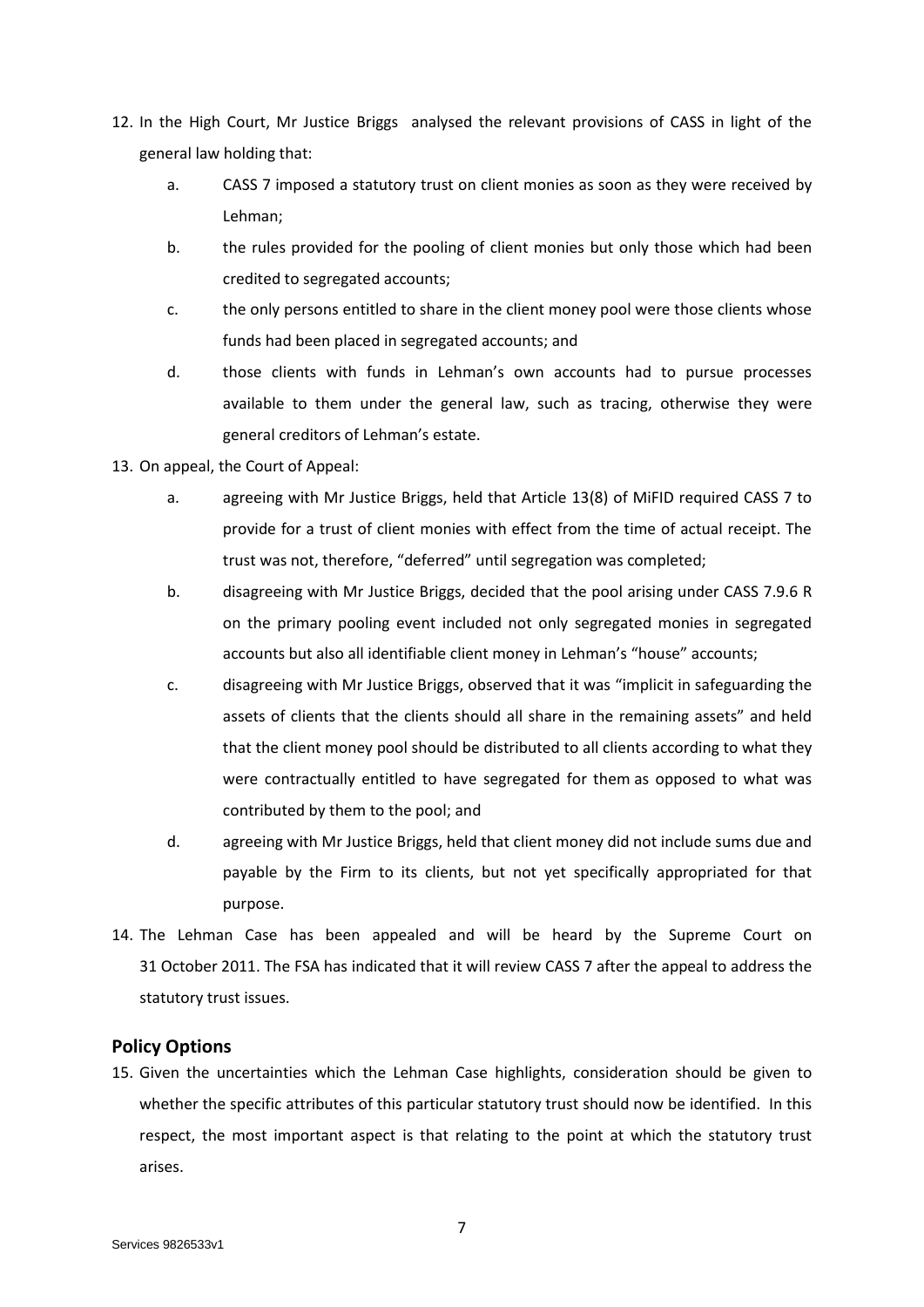12. In the High Court, Mr Justice Briggs analysed the relevant provisions of CASS in light of the general law holding that:

    a. CASS 7 imposed a statutory trust on client monies as soon as they were received by Lehman;

    b. the rules provided for the pooling of client monies but only those which had been credited to segregated accounts;

    c. the only persons entitled to share in the client money pool were those clients whose funds had been placed in segregated accounts; and

    d. those clients with funds in Lehman's own accounts had to pursue processes available to them under the general law, such as tracing, otherwise they were general creditors of Lehman's estate.

13. On appeal, the Court of Appeal:

    a. agreeing with Mr Justice Briggs, held that Article 13(8) of MiFID required CASS 7 to provide for a trust of client monies with effect from the time of actual receipt. The trust was not, therefore, "deferred" until segregation was completed;

    b. disagreeing with Mr Justice Briggs, decided that the pool arising under CASS 7.9.6 R on the primary pooling event included not only segregated monies in segregated accounts but also all identifiable client money in Lehman's "house" accounts;

    c. disagreeing with Mr Justice Briggs, observed that it was "implicit in safeguarding the assets of clients that the clients should all share in the remaining assets" and held that the client money pool should be distributed to all clients according to what they were contractually entitled to have segregated for them as opposed to what was contributed by them to the pool; and

    d. agreeing with Mr Justice Briggs, held that client money did not include sums due and payable by the Firm to its clients, but not yet specifically appropriated for that purpose.

14. The Lehman Case has been appealed and will be heard by the Supreme Court on 31 October 2011. The FSA has indicated that it will review CASS 7 after the appeal to address the statutory trust issues.

## Policy Options

15. Given the uncertainties which the Lehman Case highlights, consideration should be given to whether the specific attributes of this particular statutory trust should now be identified. In this respect, the most important aspect is that relating to the point at which the statutory trust arises.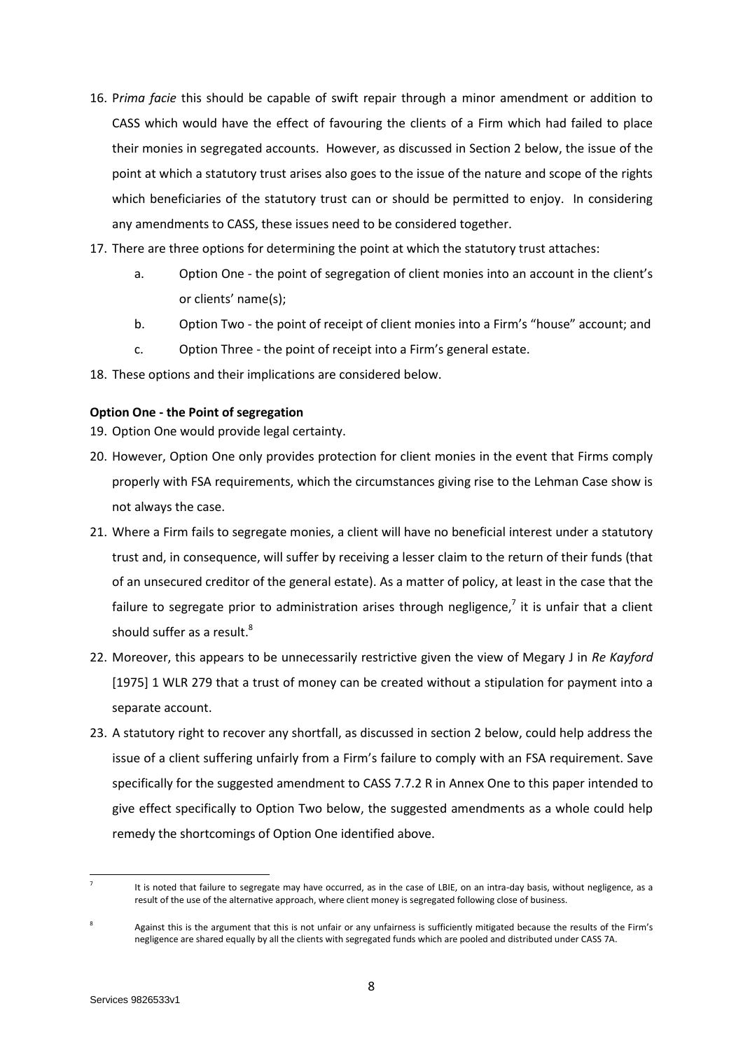16. P*rima facie* this should be capable of swift repair through a minor amendment or addition to CASS which would have the effect of favouring the clients of a Firm which had failed to place their monies in segregated accounts. However, as discussed in Section 2 below, the issue of the point at which a statutory trust arises also goes to the issue of the nature and scope of the rights which beneficiaries of the statutory trust can or should be permitted to enjoy. In considering any amendments to CASS, these issues need to be considered together.

17. There are three options for determining the point at which the statutory trust attaches:

    a. Option One - the point of segregation of client monies into an account in the client's or clients' name(s);

    b. Option Two - the point of receipt of client monies into a Firm's "house" account; and

    c. Option Three - the point of receipt into a Firm's general estate.

18. These options and their implications are considered below.

**Option One - the Point of segregation**

19. Option One would provide legal certainty.

20. However, Option One only provides protection for client monies in the event that Firms comply properly with FSA requirements, which the circumstances giving rise to the Lehman Case show is not always the case.

21. Where a Firm fails to segregate monies, a client will have no beneficial interest under a statutory trust and, in consequence, will suffer by receiving a lesser claim to the return of their funds (that of an unsecured creditor of the general estate). As a matter of policy, at least in the case that the failure to segregate prior to administration arises through negligence,[7] it is unfair that a client should suffer as a result.[8]

22. Moreover, this appears to be unnecessarily restrictive given the view of Megary J in *Re Kayford* [1975] 1 WLR 279 that a trust of money can be created without a stipulation for payment into a separate account.

23. A statutory right to recover any shortfall, as discussed in section 2 below, could help address the issue of a client suffering unfairly from a Firm's failure to comply with an FSA requirement. Save specifically for the suggested amendment to CASS 7.7.2 R in Annex One to this paper intended to give effect specifically to Option Two below, the suggested amendments as a whole could help remedy the shortcomings of Option One identified above.

---

[7] It is noted that failure to segregate may have occurred, as in the case of LBIE, on an intra-day basis, without negligence, as a result of the use of the alternative approach, where client money is segregated following close of business.

[8] Against this is the argument that this is not unfair or any unfairness is sufficiently mitigated because the results of the Firm's negligence are shared equally by all the clients with segregated funds which are pooled and distributed under CASS 7A.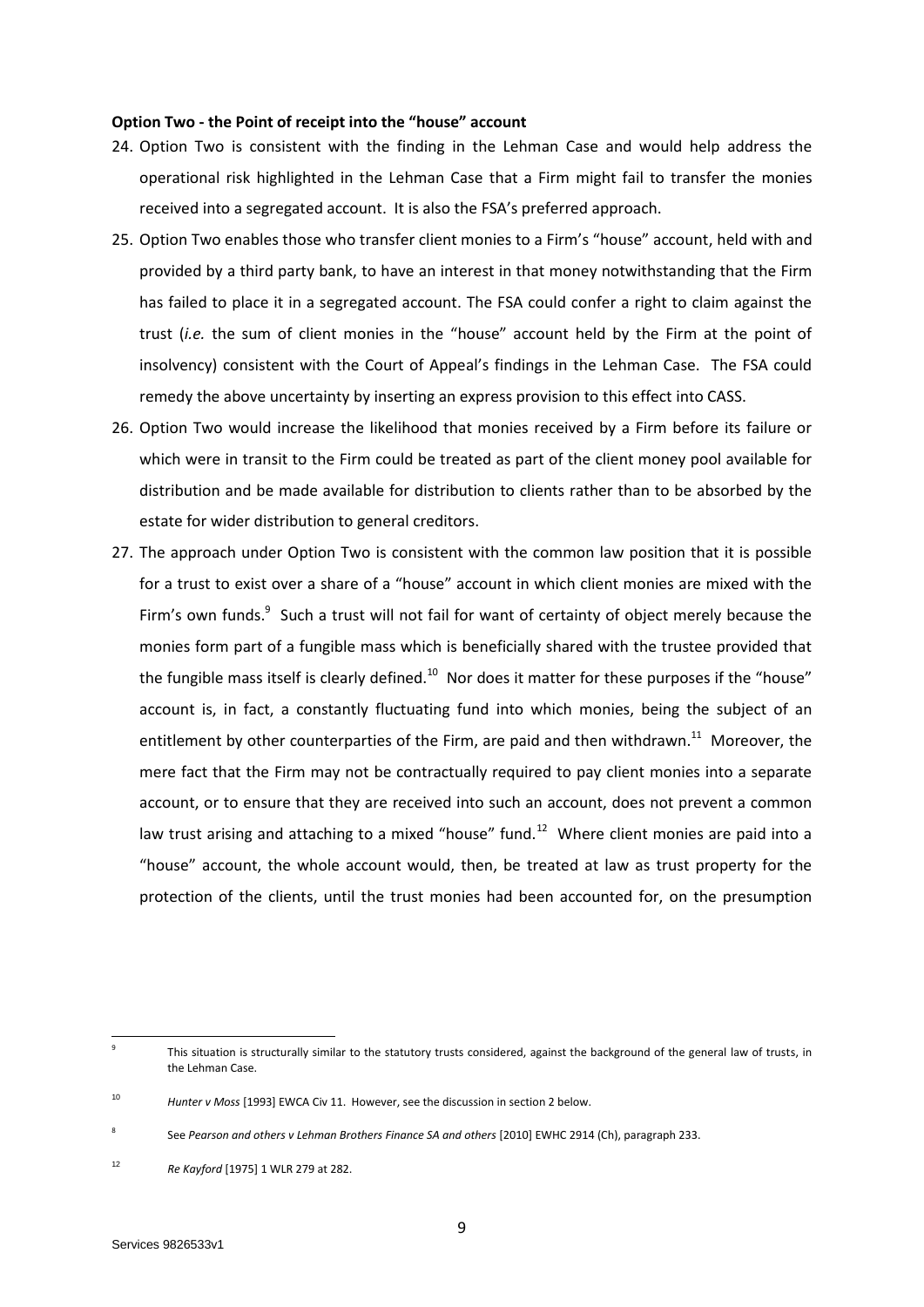**Option Two - the Point of receipt into the "house" account**

24. Option Two is consistent with the finding in the Lehman Case and would help address the operational risk highlighted in the Lehman Case that a Firm might fail to transfer the monies received into a segregated account. It is also the FSA's preferred approach.
25. Option Two enables those who transfer client monies to a Firm's "house" account, held with and provided by a third party bank, to have an interest in that money notwithstanding that the Firm has failed to place it in a segregated account. The FSA could confer a right to claim against the trust (*i.e.* the sum of client monies in the "house" account held by the Firm at the point of insolvency) consistent with the Court of Appeal's findings in the Lehman Case. The FSA could remedy the above uncertainty by inserting an express provision to this effect into CASS.
26. Option Two would increase the likelihood that monies received by a Firm before its failure or which were in transit to the Firm could be treated as part of the client money pool available for distribution and be made available for distribution to clients rather than to be absorbed by the estate for wider distribution to general creditors.
27. The approach under Option Two is consistent with the common law position that it is possible for a trust to exist over a share of a "house" account in which client monies are mixed with the Firm's own funds.[9] Such a trust will not fail for want of certainty of object merely because the monies form part of a fungible mass which is beneficially shared with the trustee provided that the fungible mass itself is clearly defined.[10] Nor does it matter for these purposes if the "house" account is, in fact, a constantly fluctuating fund into which monies, being the subject of an entitlement by other counterparties of the Firm, are paid and then withdrawn.[11] Moreover, the mere fact that the Firm may not be contractually required to pay client monies into a separate account, or to ensure that they are received into such an account, does not prevent a common law trust arising and attaching to a mixed "house" fund.[12] Where client monies are paid into a "house" account, the whole account would, then, be treated at law as trust property for the protection of the clients, until the trust monies had been accounted for, on the presumption

---

[9] This situation is structurally similar to the statutory trusts considered, against the background of the general law of trusts, in the Lehman Case.

[10] *Hunter v Moss* [1993] EWCA Civ 11. However, see the discussion in section 2 below.

[8] See *Pearson and others v Lehman Brothers Finance SA and others* [2010] EWHC 2914 (Ch), paragraph 233.

[12] *Re Kayford* [1975] 1 WLR 279 at 282.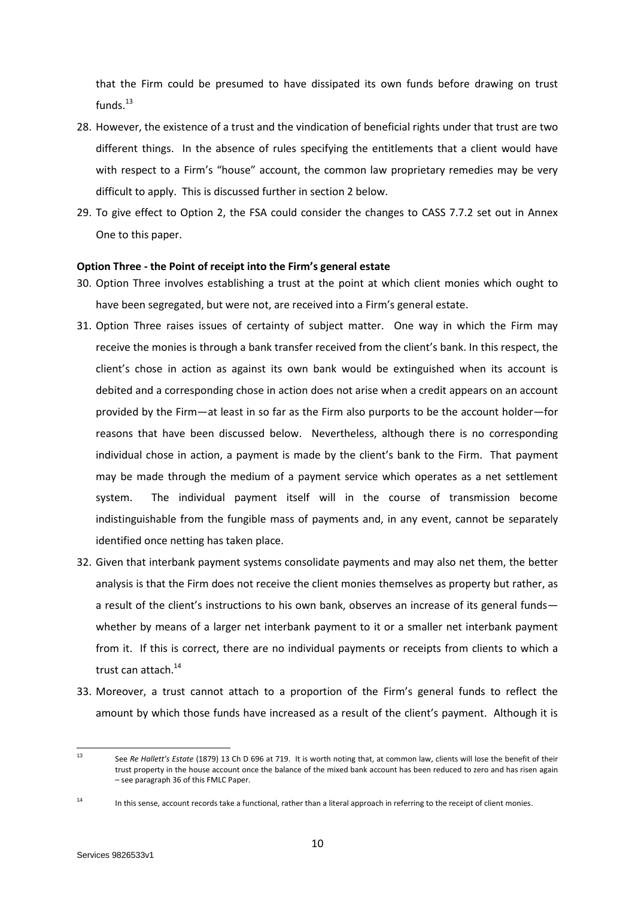that the Firm could be presumed to have dissipated its own funds before drawing on trust funds.[13]

28. However, the existence of a trust and the vindication of beneficial rights under that trust are two different things. In the absence of rules specifying the entitlements that a client would have with respect to a Firm's "house" account, the common law proprietary remedies may be very difficult to apply. This is discussed further in section 2 below.

29. To give effect to Option 2, the FSA could consider the changes to CASS 7.7.2 set out in Annex One to this paper.

**Option Three - the Point of receipt into the Firm's general estate**

30. Option Three involves establishing a trust at the point at which client monies which ought to have been segregated, but were not, are received into a Firm's general estate.

31. Option Three raises issues of certainty of subject matter. One way in which the Firm may receive the monies is through a bank transfer received from the client's bank. In this respect, the client's chose in action as against its own bank would be extinguished when its account is debited and a corresponding chose in action does not arise when a credit appears on an account provided by the Firm—at least in so far as the Firm also purports to be the account holder—for reasons that have been discussed below. Nevertheless, although there is no corresponding individual chose in action, a payment is made by the client's bank to the Firm. That payment may be made through the medium of a payment service which operates as a net settlement system. The individual payment itself will in the course of transmission become indistinguishable from the fungible mass of payments and, in any event, cannot be separately identified once netting has taken place.

32. Given that interbank payment systems consolidate payments and may also net them, the better analysis is that the Firm does not receive the client monies themselves as property but rather, as a result of the client's instructions to his own bank, observes an increase of its general funds—whether by means of a larger net interbank payment to it or a smaller net interbank payment from it. If this is correct, there are no individual payments or receipts from clients to which a trust can attach.[14]

33. Moreover, a trust cannot attach to a proportion of the Firm's general funds to reflect the amount by which those funds have increased as a result of the client's payment. Although it is

---

[13] See *Re Hallett's Estate* (1879) 13 Ch D 696 at 719. It is worth noting that, at common law, clients will lose the benefit of their trust property in the house account once the balance of the mixed bank account has been reduced to zero and has risen again – see paragraph 36 of this FMLC Paper.

[14] In this sense, account records take a functional, rather than a literal approach in referring to the receipt of client monies.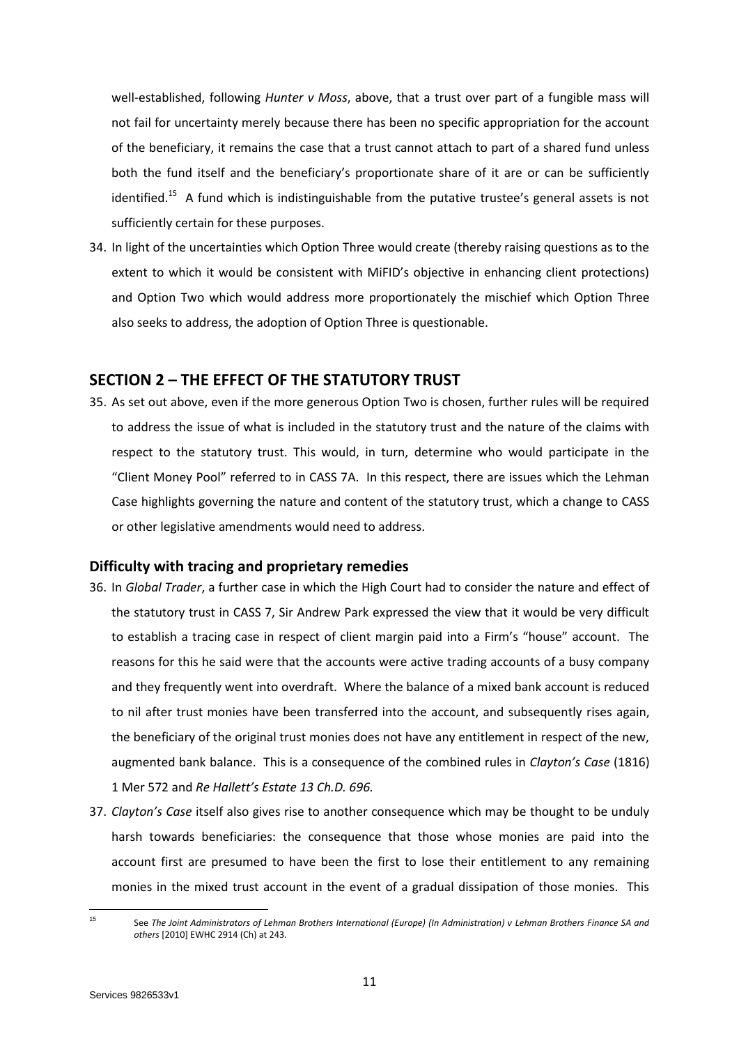well-established, following *Hunter v Moss*, above, that a trust over part of a fungible mass will not fail for uncertainty merely because there has been no specific appropriation for the account of the beneficiary, it remains the case that a trust cannot attach to part of a shared fund unless both the fund itself and the beneficiary's proportionate share of it are or can be sufficiently identified.[15] A fund which is indistinguishable from the putative trustee's general assets is not sufficiently certain for these purposes.

34. In light of the uncertainties which Option Three would create (thereby raising questions as to the extent to which it would be consistent with MiFID's objective in enhancing client protections) and Option Two which would address more proportionately the mischief which Option Three also seeks to address, the adoption of Option Three is questionable.

## SECTION 2 – THE EFFECT OF THE STATUTORY TRUST

35. As set out above, even if the more generous Option Two is chosen, further rules will be required to address the issue of what is included in the statutory trust and the nature of the claims with respect to the statutory trust. This would, in turn, determine who would participate in the "Client Money Pool" referred to in CASS 7A. In this respect, there are issues which the Lehman Case highlights governing the nature and content of the statutory trust, which a change to CASS or other legislative amendments would need to address.

### Difficulty with tracing and proprietary remedies

36. In *Global Trader*, a further case in which the High Court had to consider the nature and effect of the statutory trust in CASS 7, Sir Andrew Park expressed the view that it would be very difficult to establish a tracing case in respect of client margin paid into a Firm's "house" account. The reasons for this he said were that the accounts were active trading accounts of a busy company and they frequently went into overdraft. Where the balance of a mixed bank account is reduced to nil after trust monies have been transferred into the account, and subsequently rises again, the beneficiary of the original trust monies does not have any entitlement in respect of the new, augmented bank balance. This is a consequence of the combined rules in *Clayton's Case* (1816) 1 Mer 572 and *Re Hallett's Estate 13 Ch.D. 696.*

37. *Clayton's Case* itself also gives rise to another consequence which may be thought to be unduly harsh towards beneficiaries: the consequence that those whose monies are paid into the account first are presumed to have been the first to lose their entitlement to any remaining monies in the mixed trust account in the event of a gradual dissipation of those monies. This

---

[15] See *The Joint Administrators of Lehman Brothers International (Europe) (In Administration) v Lehman Brothers Finance SA and others* [2010] EWHC 2914 (Ch) at 243.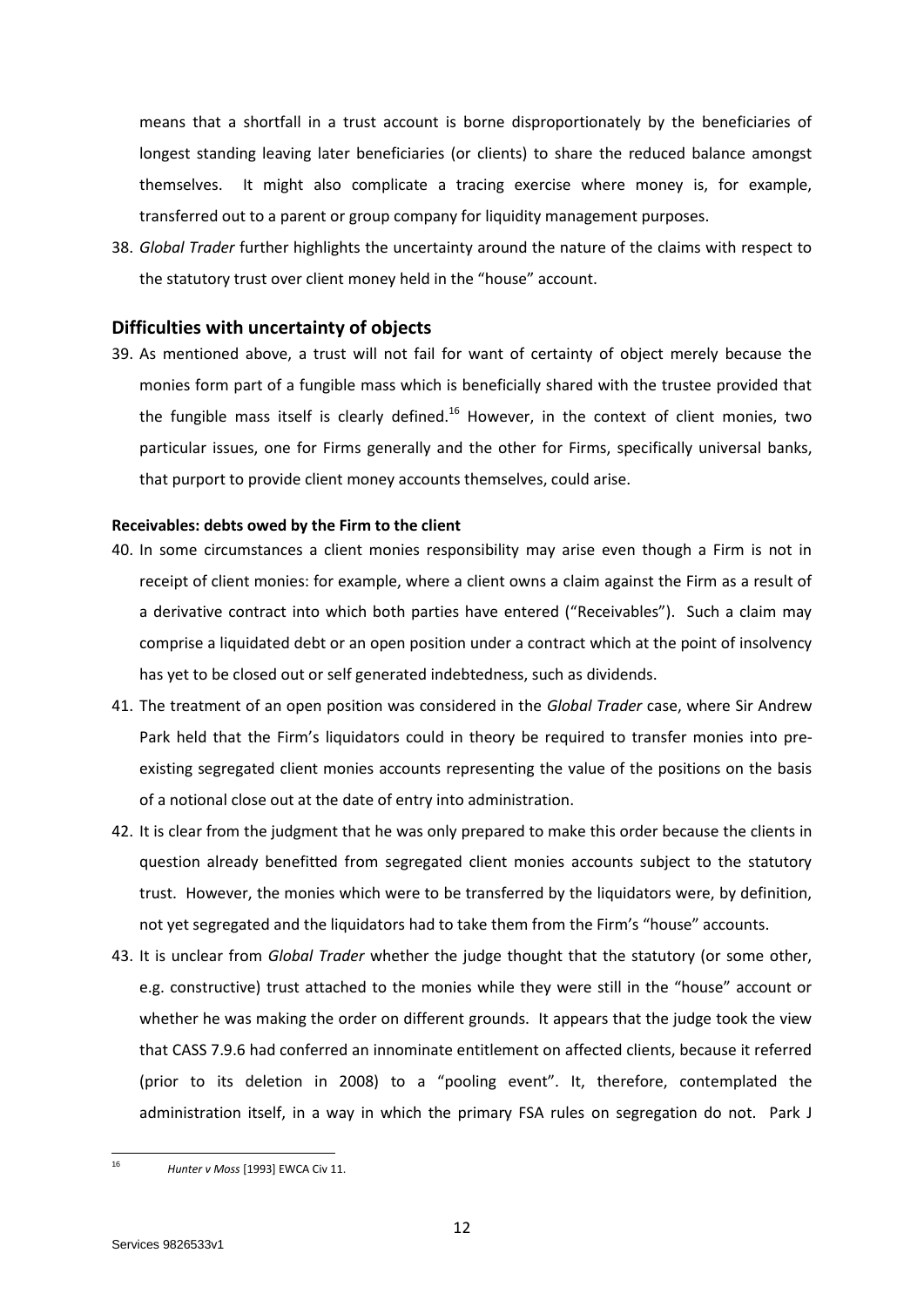means that a shortfall in a trust account is borne disproportionately by the beneficiaries of longest standing leaving later beneficiaries (or clients) to share the reduced balance amongst themselves. It might also complicate a tracing exercise where money is, for example, transferred out to a parent or group company for liquidity management purposes.

38. *Global Trader* further highlights the uncertainty around the nature of the claims with respect to the statutory trust over client money held in the "house" account.

## Difficulties with uncertainty of objects

39. As mentioned above, a trust will not fail for want of certainty of object merely because the monies form part of a fungible mass which is beneficially shared with the trustee provided that the fungible mass itself is clearly defined.[16] However, in the context of client monies, two particular issues, one for Firms generally and the other for Firms, specifically universal banks, that purport to provide client money accounts themselves, could arise.

### Receivables: debts owed by the Firm to the client

40. In some circumstances a client monies responsibility may arise even though a Firm is not in receipt of client monies: for example, where a client owns a claim against the Firm as a result of a derivative contract into which both parties have entered ("Receivables"). Such a claim may comprise a liquidated debt or an open position under a contract which at the point of insolvency has yet to be closed out or self generated indebtedness, such as dividends.

41. The treatment of an open position was considered in the *Global Trader* case, where Sir Andrew Park held that the Firm's liquidators could in theory be required to transfer monies into pre-existing segregated client monies accounts representing the value of the positions on the basis of a notional close out at the date of entry into administration.

42. It is clear from the judgment that he was only prepared to make this order because the clients in question already benefitted from segregated client monies accounts subject to the statutory trust. However, the monies which were to be transferred by the liquidators were, by definition, not yet segregated and the liquidators had to take them from the Firm's "house" accounts.

43. It is unclear from *Global Trader* whether the judge thought that the statutory (or some other, e.g. constructive) trust attached to the monies while they were still in the "house" account or whether he was making the order on different grounds. It appears that the judge took the view that CASS 7.9.6 had conferred an innominate entitlement on affected clients, because it referred (prior to its deletion in 2008) to a "pooling event". It, therefore, contemplated the administration itself, in a way in which the primary FSA rules on segregation do not. Park J

---

[16] *Hunter v Moss* [1993] EWCA Civ 11.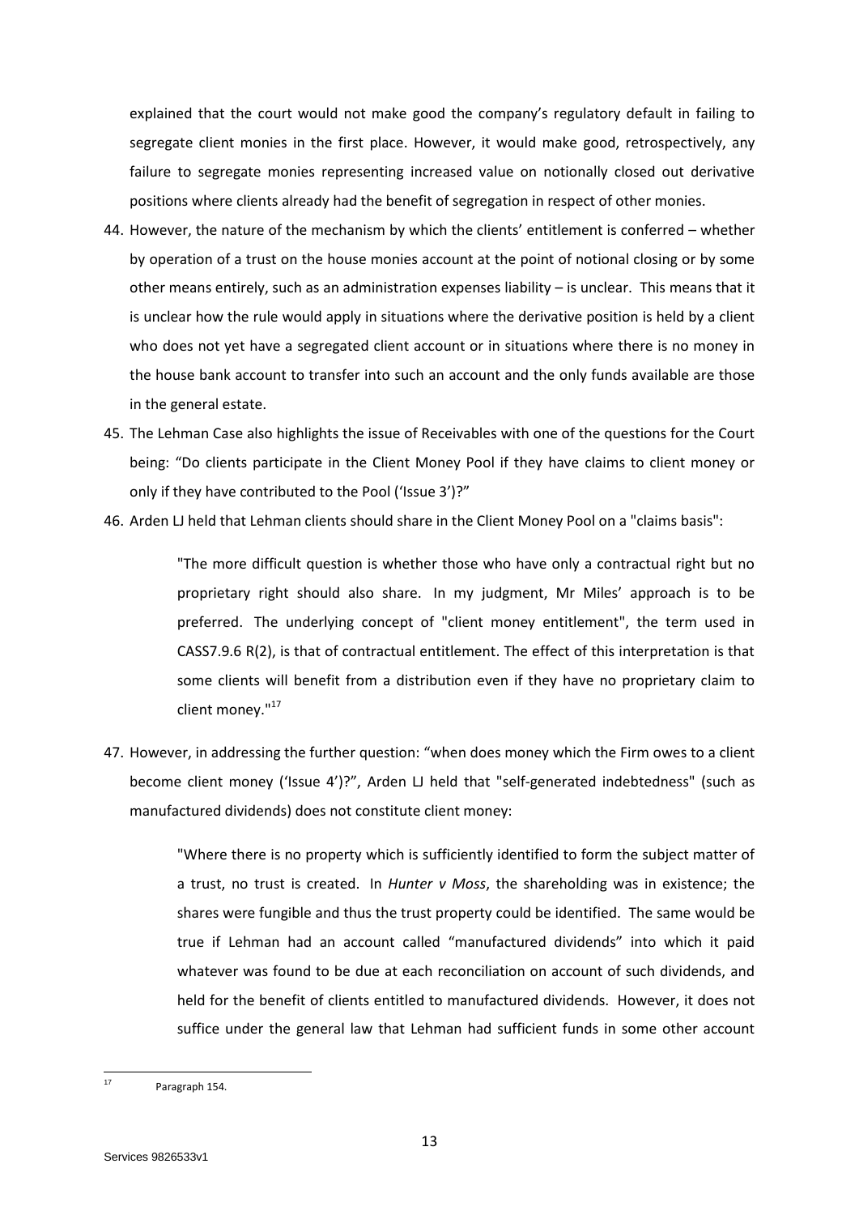explained that the court would not make good the company's regulatory default in failing to segregate client monies in the first place. However, it would make good, retrospectively, any failure to segregate monies representing increased value on notionally closed out derivative positions where clients already had the benefit of segregation in respect of other monies.

44. However, the nature of the mechanism by which the clients' entitlement is conferred – whether by operation of a trust on the house monies account at the point of notional closing or by some other means entirely, such as an administration expenses liability – is unclear. This means that it is unclear how the rule would apply in situations where the derivative position is held by a client who does not yet have a segregated client account or in situations where there is no money in the house bank account to transfer into such an account and the only funds available are those in the general estate.

45. The Lehman Case also highlights the issue of Receivables with one of the questions for the Court being: "Do clients participate in the Client Money Pool if they have claims to client money or only if they have contributed to the Pool ('Issue 3')?"

46. Arden LJ held that Lehman clients should share in the Client Money Pool on a "claims basis":

> "The more difficult question is whether those who have only a contractual right but no proprietary right should also share. In my judgment, Mr Miles' approach is to be preferred. The underlying concept of "client money entitlement", the term used in CASS7.9.6 R(2), is that of contractual entitlement. The effect of this interpretation is that some clients will benefit from a distribution even if they have no proprietary claim to client money."[17]

47. However, in addressing the further question: "when does money which the Firm owes to a client become client money ('Issue 4')?", Arden LJ held that "self-generated indebtedness" (such as manufactured dividends) does not constitute client money:

> "Where there is no property which is sufficiently identified to form the subject matter of a trust, no trust is created. In *Hunter v Moss*, the shareholding was in existence; the shares were fungible and thus the trust property could be identified. The same would be true if Lehman had an account called "manufactured dividends" into which it paid whatever was found to be due at each reconciliation on account of such dividends, and held for the benefit of clients entitled to manufactured dividends. However, it does not suffice under the general law that Lehman had sufficient funds in some other account

---

[17] Paragraph 154.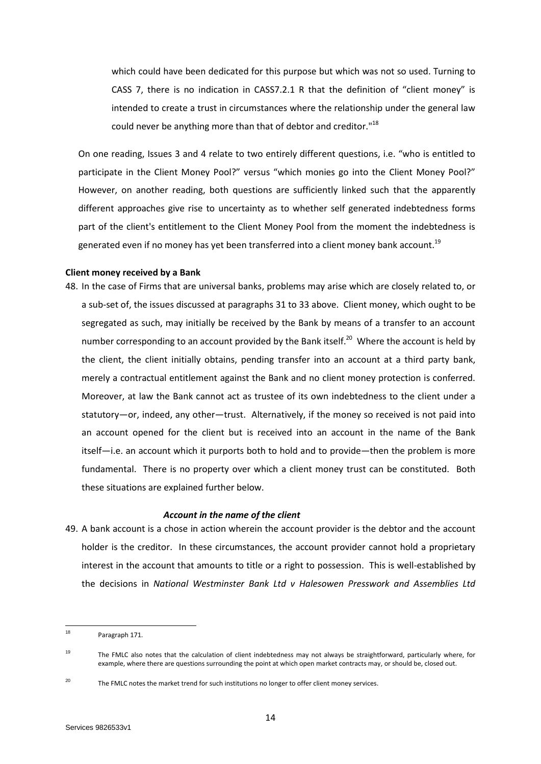which could have been dedicated for this purpose but which was not so used. Turning to CASS 7, there is no indication in CASS7.2.1 R that the definition of "client money" is intended to create a trust in circumstances where the relationship under the general law could never be anything more than that of debtor and creditor."[18]

On one reading, Issues 3 and 4 relate to two entirely different questions, i.e. "who is entitled to participate in the Client Money Pool?" versus "which monies go into the Client Money Pool?" However, on another reading, both questions are sufficiently linked such that the apparently different approaches give rise to uncertainty as to whether self generated indebtedness forms part of the client's entitlement to the Client Money Pool from the moment the indebtedness is generated even if no money has yet been transferred into a client money bank account.[19]

**Client money received by a Bank**

48. In the case of Firms that are universal banks, problems may arise which are closely related to, or a sub-set of, the issues discussed at paragraphs 31 to 33 above. Client money, which ought to be segregated as such, may initially be received by the Bank by means of a transfer to an account number corresponding to an account provided by the Bank itself.[20] Where the account is held by the client, the client initially obtains, pending transfer into an account at a third party bank, merely a contractual entitlement against the Bank and no client money protection is conferred. Moreover, at law the Bank cannot act as trustee of its own indebtedness to the client under a statutory—or, indeed, any other—trust. Alternatively, if the money so received is not paid into an account opened for the client but is received into an account in the name of the Bank itself—i.e. an account which it purports both to hold and to provide—then the problem is more fundamental. There is no property over which a client money trust can be constituted. Both these situations are explained further below.

***Account in the name of the client***

49. A bank account is a chose in action wherein the account provider is the debtor and the account holder is the creditor. In these circumstances, the account provider cannot hold a proprietary interest in the account that amounts to title or a right to possession. This is well-established by the decisions in *National Westminster Bank Ltd v Halesowen Presswork and Assemblies Ltd*

---

[18] Paragraph 171.

[19] The FMLC also notes that the calculation of client indebtedness may not always be straightforward, particularly where, for example, where there are questions surrounding the point at which open market contracts may, or should be, closed out.

[20] The FMLC notes the market trend for such institutions no longer to offer client money services.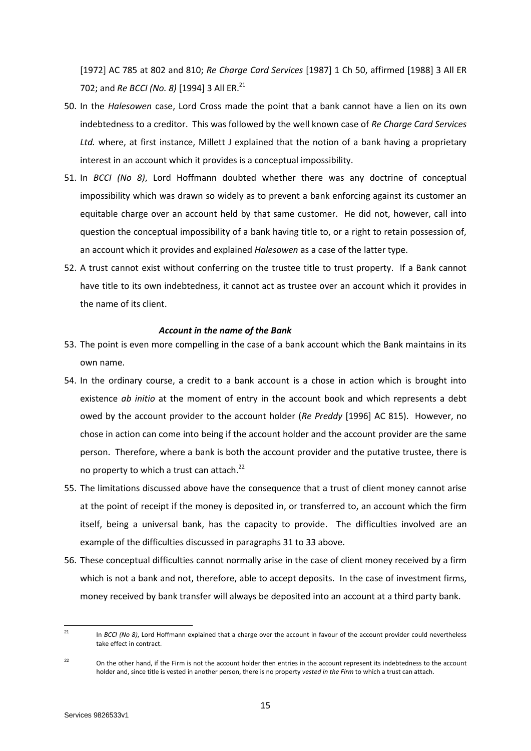[1972] AC 785 at 802 and 810; *Re Charge Card Services* [1987] 1 Ch 50, affirmed [1988] 3 All ER 702; and *Re BCCI (No. 8)* [1994] 3 All ER.[21]

50. In the *Halesowen* case, Lord Cross made the point that a bank cannot have a lien on its own indebtedness to a creditor. This was followed by the well known case of *Re Charge Card Services Ltd.* where, at first instance, Millett J explained that the notion of a bank having a proprietary interest in an account which it provides is a conceptual impossibility.

51. In *BCCI (No 8)*, Lord Hoffmann doubted whether there was any doctrine of conceptual impossibility which was drawn so widely as to prevent a bank enforcing against its customer an equitable charge over an account held by that same customer. He did not, however, call into question the conceptual impossibility of a bank having title to, or a right to retain possession of, an account which it provides and explained *Halesowen* as a case of the latter type.

52. A trust cannot exist without conferring on the trustee title to trust property. If a Bank cannot have title to its own indebtedness, it cannot act as trustee over an account which it provides in the name of its client.

***Account in the name of the Bank***

53. The point is even more compelling in the case of a bank account which the Bank maintains in its own name.

54. In the ordinary course, a credit to a bank account is a chose in action which is brought into existence *ab initio* at the moment of entry in the account book and which represents a debt owed by the account provider to the account holder (*Re Preddy* [1996] AC 815). However, no chose in action can come into being if the account holder and the account provider are the same person. Therefore, where a bank is both the account provider and the putative trustee, there is no property to which a trust can attach.[22]

55. The limitations discussed above have the consequence that a trust of client money cannot arise at the point of receipt if the money is deposited in, or transferred to, an account which the firm itself, being a universal bank, has the capacity to provide. The difficulties involved are an example of the difficulties discussed in paragraphs 31 to 33 above.

56. These conceptual difficulties cannot normally arise in the case of client money received by a firm which is not a bank and not, therefore, able to accept deposits. In the case of investment firms, money received by bank transfer will always be deposited into an account at a third party bank.

---

[21] In *BCCI (No 8)*, Lord Hoffmann explained that a charge over the account in favour of the account provider could nevertheless take effect in contract.

[22] On the other hand, if the Firm is not the account holder then entries in the account represent its indebtedness to the account holder and, since title is vested in another person, there is no property *vested in the Firm* to which a trust can attach.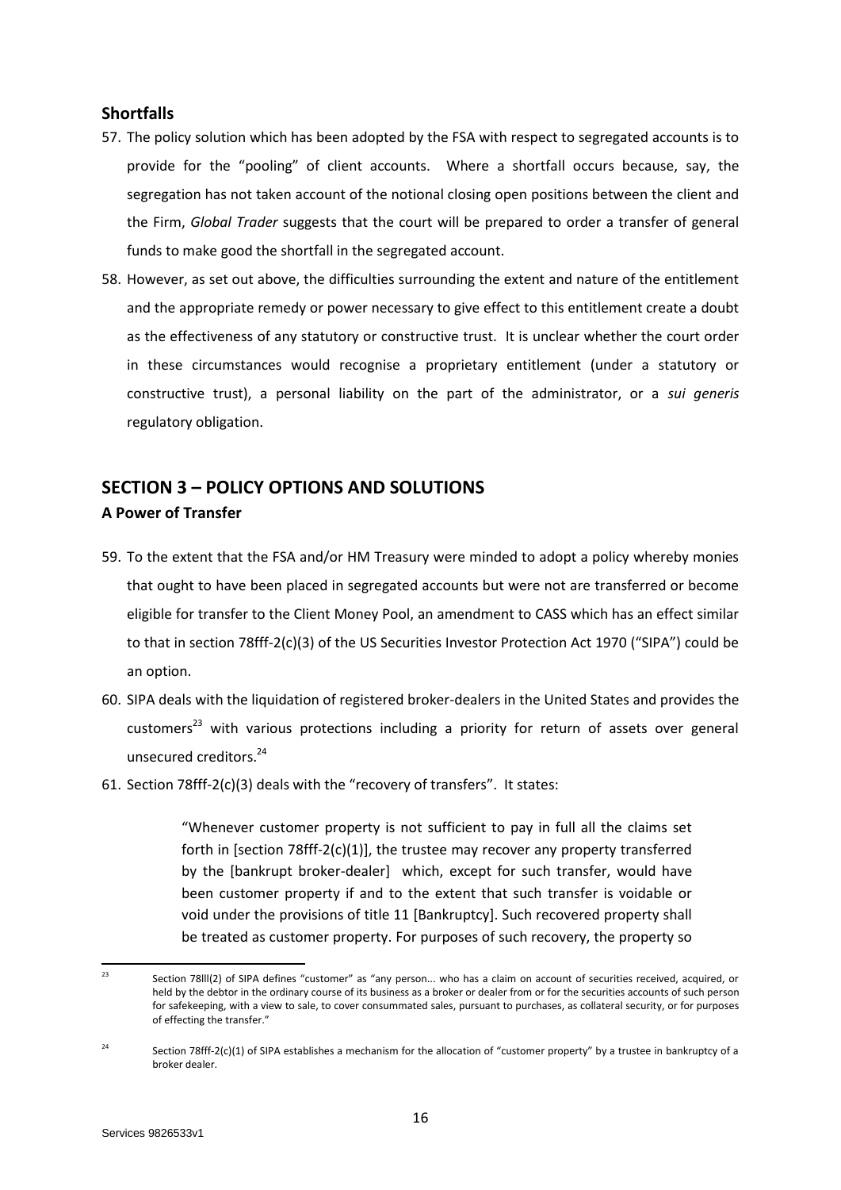## Shortfalls

57. The policy solution which has been adopted by the FSA with respect to segregated accounts is to provide for the "pooling" of client accounts. Where a shortfall occurs because, say, the segregation has not taken account of the notional closing open positions between the client and the Firm, *Global Trader* suggests that the court will be prepared to order a transfer of general funds to make good the shortfall in the segregated account.

58. However, as set out above, the difficulties surrounding the extent and nature of the entitlement and the appropriate remedy or power necessary to give effect to this entitlement create a doubt as the effectiveness of any statutory or constructive trust. It is unclear whether the court order in these circumstances would recognise a proprietary entitlement (under a statutory or constructive trust), a personal liability on the part of the administrator, or a *sui generis* regulatory obligation.

# SECTION 3 – POLICY OPTIONS AND SOLUTIONS

## A Power of Transfer

59. To the extent that the FSA and/or HM Treasury were minded to adopt a policy whereby monies that ought to have been placed in segregated accounts but were not are transferred or become eligible for transfer to the Client Money Pool, an amendment to CASS which has an effect similar to that in section 78fff-2(c)(3) of the US Securities Investor Protection Act 1970 ("SIPA") could be an option.

60. SIPA deals with the liquidation of registered broker-dealers in the United States and provides the customers[23] with various protections including a priority for return of assets over general unsecured creditors.[24]

61. Section 78fff-2(c)(3) deals with the "recovery of transfers". It states:

> "Whenever customer property is not sufficient to pay in full all the claims set forth in [section 78fff-2(c)(1)], the trustee may recover any property transferred by the [bankrupt broker-dealer] which, except for such transfer, would have been customer property if and to the extent that such transfer is voidable or void under the provisions of title 11 [Bankruptcy]. Such recovered property shall be treated as customer property. For purposes of such recovery, the property so

---

[23] Section 78lll(2) of SIPA defines "customer" as "any person... who has a claim on account of securities received, acquired, or held by the debtor in the ordinary course of its business as a broker or dealer from or for the securities accounts of such person for safekeeping, with a view to sale, to cover consummated sales, pursuant to purchases, as collateral security, or for purposes of effecting the transfer."

[24] Section 78fff-2(c)(1) of SIPA establishes a mechanism for the allocation of "customer property" by a trustee in bankruptcy of a broker dealer.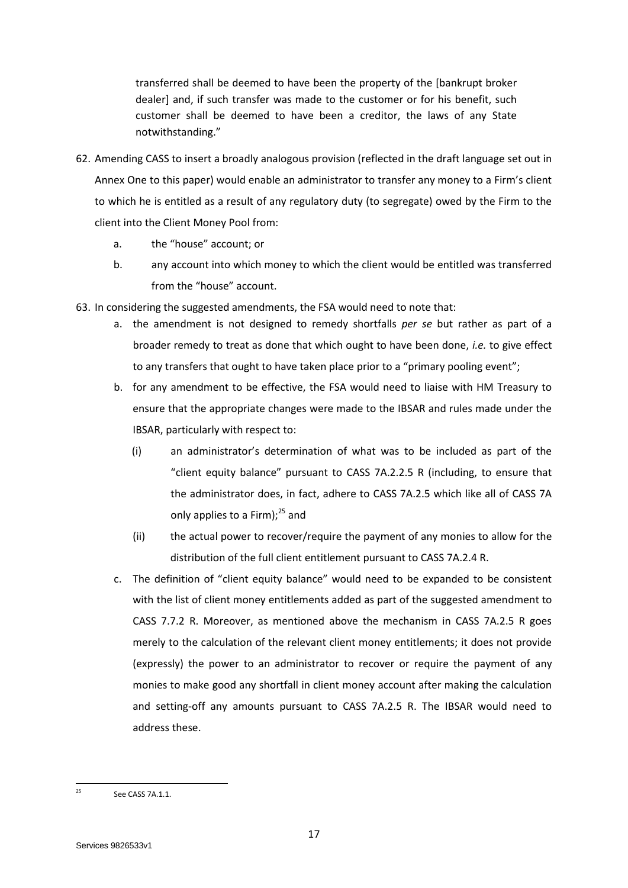transferred shall be deemed to have been the property of the [bankrupt broker dealer] and, if such transfer was made to the customer or for his benefit, such customer shall be deemed to have been a creditor, the laws of any State notwithstanding."

62. Amending CASS to insert a broadly analogous provision (reflected in the draft language set out in Annex One to this paper) would enable an administrator to transfer any money to a Firm's client to which he is entitled as a result of any regulatory duty (to segregate) owed by the Firm to the client into the Client Money Pool from:

    a. the "house" account; or

    b. any account into which money to which the client would be entitled was transferred from the "house" account.

63. In considering the suggested amendments, the FSA would need to note that:

    a. the amendment is not designed to remedy shortfalls *per se* but rather as part of a broader remedy to treat as done that which ought to have been done, *i.e.* to give effect to any transfers that ought to have taken place prior to a "primary pooling event";

    b. for any amendment to be effective, the FSA would need to liaise with HM Treasury to ensure that the appropriate changes were made to the IBSAR and rules made under the IBSAR, particularly with respect to:

        (i) an administrator's determination of what was to be included as part of the "client equity balance" pursuant to CASS 7A.2.2.5 R (including, to ensure that the administrator does, in fact, adhere to CASS 7A.2.5 which like all of CASS 7A only applies to a Firm);[25] and

        (ii) the actual power to recover/require the payment of any monies to allow for the distribution of the full client entitlement pursuant to CASS 7A.2.4 R.

    c. The definition of "client equity balance" would need to be expanded to be consistent with the list of client money entitlements added as part of the suggested amendment to CASS 7.7.2 R. Moreover, as mentioned above the mechanism in CASS 7A.2.5 R goes merely to the calculation of the relevant client money entitlements; it does not provide (expressly) the power to an administrator to recover or require the payment of any monies to make good any shortfall in client money account after making the calculation and setting-off any amounts pursuant to CASS 7A.2.5 R. The IBSAR would need to address these.

[25] See CASS 7A.1.1.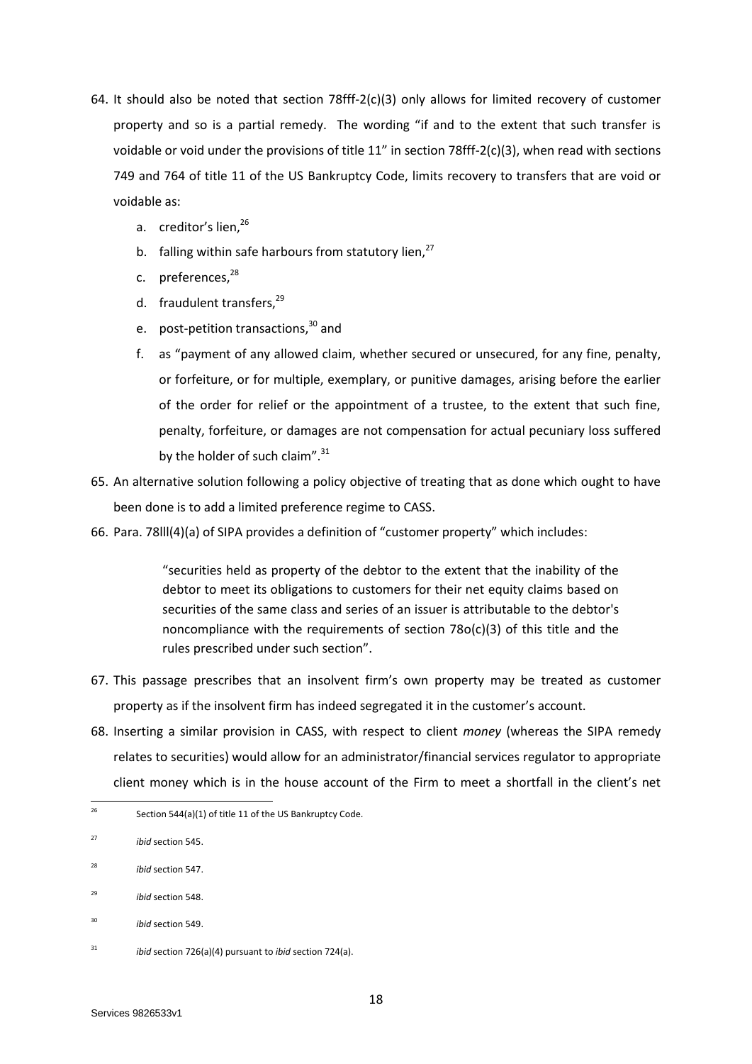64. It should also be noted that section 78fff-2(c)(3) only allows for limited recovery of customer property and so is a partial remedy. The wording "if and to the extent that such transfer is voidable or void under the provisions of title 11" in section 78fff-2(c)(3), when read with sections 749 and 764 of title 11 of the US Bankruptcy Code, limits recovery to transfers that are void or voidable as:

    a. creditor's lien,[26]
    b. falling within safe harbours from statutory lien,[27]
    c. preferences,[28]
    d. fraudulent transfers,[29]
    e. post-petition transactions,[30] and
    f. as "payment of any allowed claim, whether secured or unsecured, for any fine, penalty, or forfeiture, or for multiple, exemplary, or punitive damages, arising before the earlier of the order for relief or the appointment of a trustee, to the extent that such fine, penalty, forfeiture, or damages are not compensation for actual pecuniary loss suffered by the holder of such claim".[31]

65. An alternative solution following a policy objective of treating that as done which ought to have been done is to add a limited preference regime to CASS.

66. Para. 78lll(4)(a) of SIPA provides a definition of "customer property" which includes:

    > "securities held as property of the debtor to the extent that the inability of the debtor to meet its obligations to customers for their net equity claims based on securities of the same class and series of an issuer is attributable to the debtor's noncompliance with the requirements of section 78o(c)(3) of this title and the rules prescribed under such section".

67. This passage prescribes that an insolvent firm's own property may be treated as customer property as if the insolvent firm has indeed segregated it in the customer's account.

68. Inserting a similar provision in CASS, with respect to client *money* (whereas the SIPA remedy relates to securities) would allow for an administrator/financial services regulator to appropriate client money which is in the house account of the Firm to meet a shortfall in the client's net

---

[26] Section 544(a)(1) of title 11 of the US Bankruptcy Code.

[27] *ibid* section 545.

[28] *ibid* section 547.

[29] *ibid* section 548.

[30] *ibid* section 549.

[31] *ibid* section 726(a)(4) pursuant to *ibid* section 724(a).

Services 9826533v1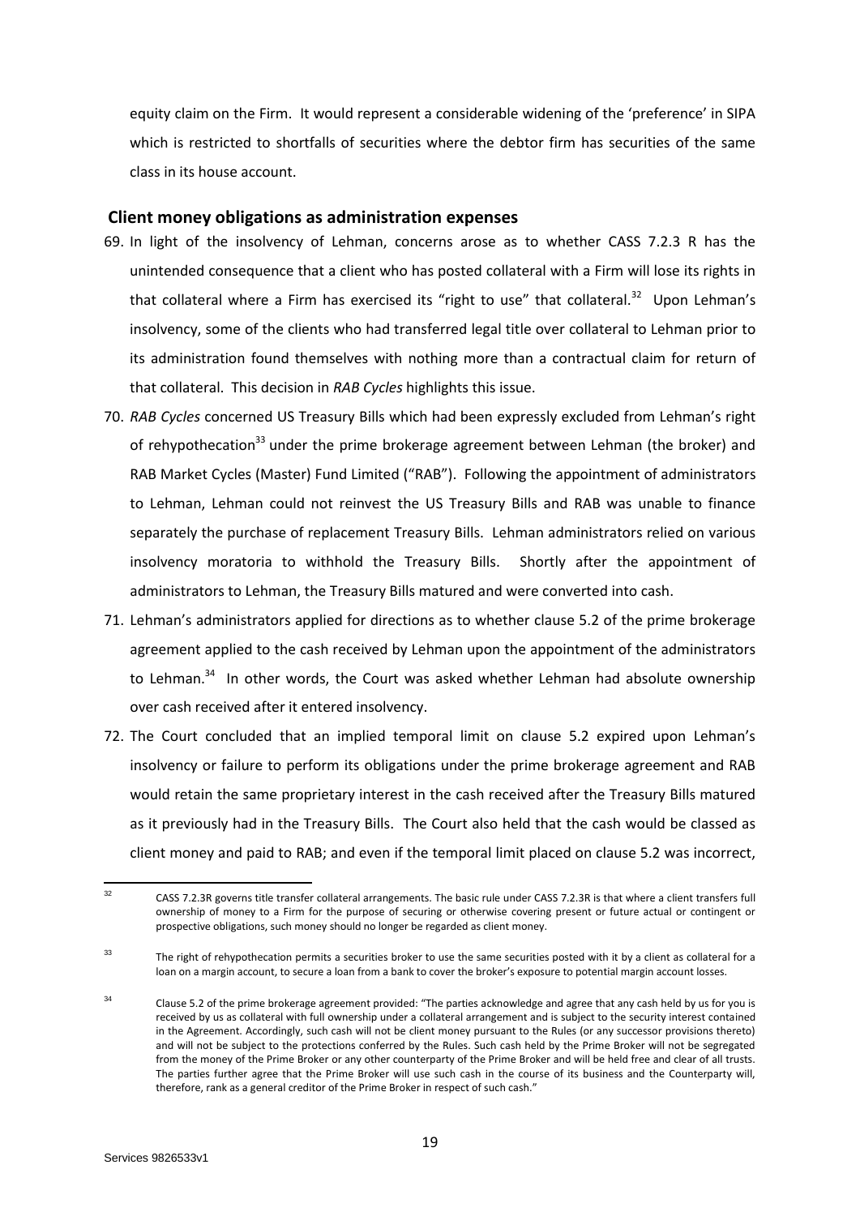equity claim on the Firm. It would represent a considerable widening of the 'preference' in SIPA which is restricted to shortfalls of securities where the debtor firm has securities of the same class in its house account.

## Client money obligations as administration expenses

69. In light of the insolvency of Lehman, concerns arose as to whether CASS 7.2.3 R has the unintended consequence that a client who has posted collateral with a Firm will lose its rights in that collateral where a Firm has exercised its "right to use" that collateral.[32] Upon Lehman's insolvency, some of the clients who had transferred legal title over collateral to Lehman prior to its administration found themselves with nothing more than a contractual claim for return of that collateral. This decision in *RAB Cycles* highlights this issue.

70. *RAB Cycles* concerned US Treasury Bills which had been expressly excluded from Lehman's right of rehypothecation[33] under the prime brokerage agreement between Lehman (the broker) and RAB Market Cycles (Master) Fund Limited ("RAB"). Following the appointment of administrators to Lehman, Lehman could not reinvest the US Treasury Bills and RAB was unable to finance separately the purchase of replacement Treasury Bills. Lehman administrators relied on various insolvency moratoria to withhold the Treasury Bills. Shortly after the appointment of administrators to Lehman, the Treasury Bills matured and were converted into cash.

71. Lehman's administrators applied for directions as to whether clause 5.2 of the prime brokerage agreement applied to the cash received by Lehman upon the appointment of the administrators to Lehman.[34] In other words, the Court was asked whether Lehman had absolute ownership over cash received after it entered insolvency.

72. The Court concluded that an implied temporal limit on clause 5.2 expired upon Lehman's insolvency or failure to perform its obligations under the prime brokerage agreement and RAB would retain the same proprietary interest in the cash received after the Treasury Bills matured as it previously had in the Treasury Bills. The Court also held that the cash would be classed as client money and paid to RAB; and even if the temporal limit placed on clause 5.2 was incorrect,

---

[32] CASS 7.2.3R governs title transfer collateral arrangements. The basic rule under CASS 7.2.3R is that where a client transfers full ownership of money to a Firm for the purpose of securing or otherwise covering present or future actual or contingent or prospective obligations, such money should no longer be regarded as client money.

[33] The right of rehypothecation permits a securities broker to use the same securities posted with it by a client as collateral for a loan on a margin account, to secure a loan from a bank to cover the broker's exposure to potential margin account losses.

[34] Clause 5.2 of the prime brokerage agreement provided: "The parties acknowledge and agree that any cash held by us for you is received by us as collateral with full ownership under a collateral arrangement and is subject to the security interest contained in the Agreement. Accordingly, such cash will not be client money pursuant to the Rules (or any successor provisions thereto) and will not be subject to the protections conferred by the Rules. Such cash held by the Prime Broker will not be segregated from the money of the Prime Broker or any other counterparty of the Prime Broker and will be held free and clear of all trusts. The parties further agree that the Prime Broker will use such cash in the course of its business and the Counterparty will, therefore, rank as a general creditor of the Prime Broker in respect of such cash."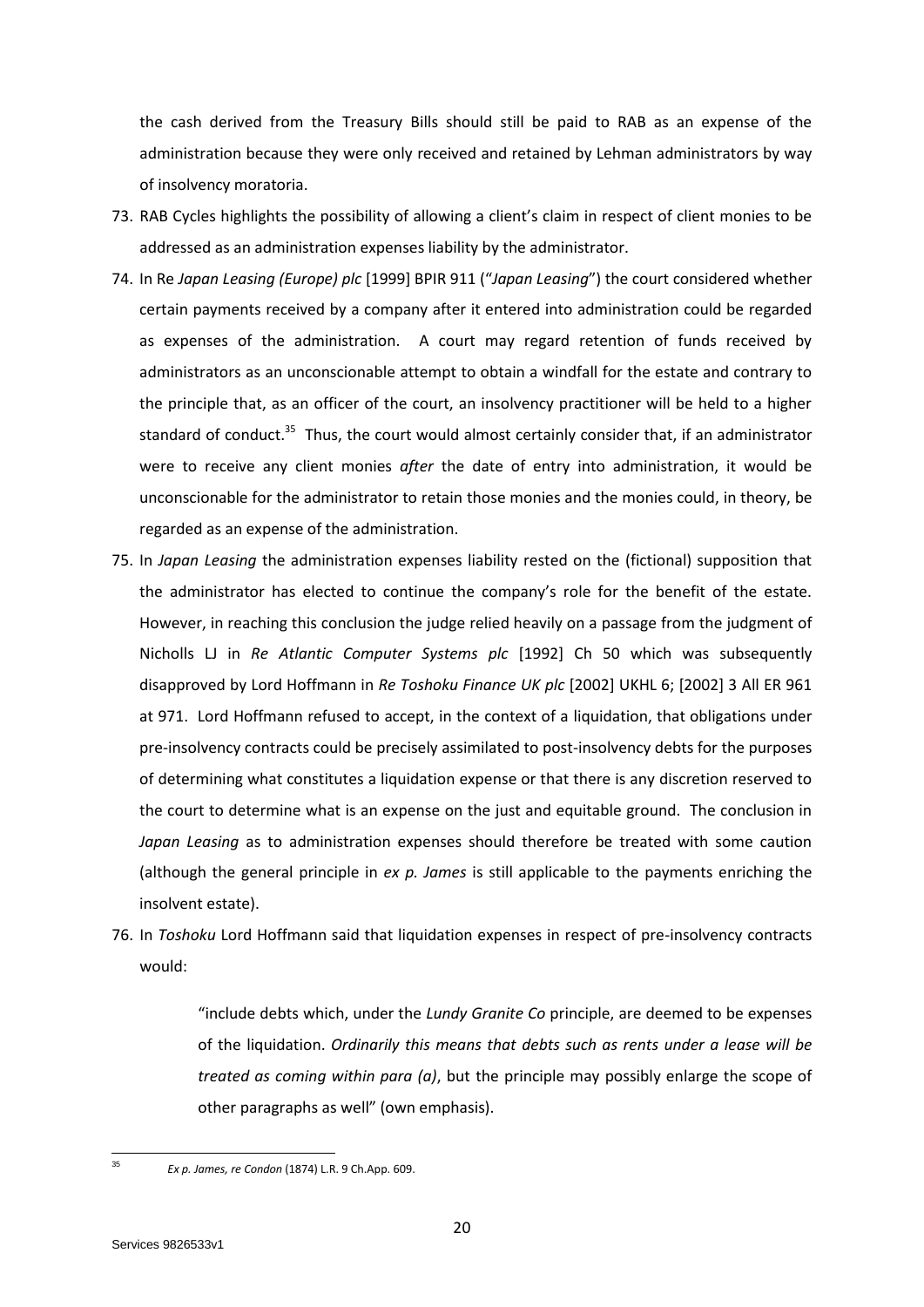the cash derived from the Treasury Bills should still be paid to RAB as an expense of the administration because they were only received and retained by Lehman administrators by way of insolvency moratoria.

73. RAB Cycles highlights the possibility of allowing a client's claim in respect of client monies to be addressed as an administration expenses liability by the administrator.

74. In Re *Japan Leasing (Europe) plc* [1999] BPIR 911 ("*Japan Leasing*") the court considered whether certain payments received by a company after it entered into administration could be regarded as expenses of the administration. A court may regard retention of funds received by administrators as an unconscionable attempt to obtain a windfall for the estate and contrary to the principle that, as an officer of the court, an insolvency practitioner will be held to a higher standard of conduct.[35] Thus, the court would almost certainly consider that, if an administrator were to receive any client monies *after* the date of entry into administration, it would be unconscionable for the administrator to retain those monies and the monies could, in theory, be regarded as an expense of the administration.

75. In *Japan Leasing* the administration expenses liability rested on the (fictional) supposition that the administrator has elected to continue the company's role for the benefit of the estate. However, in reaching this conclusion the judge relied heavily on a passage from the judgment of Nicholls LJ in *Re Atlantic Computer Systems plc* [1992] Ch 50 which was subsequently disapproved by Lord Hoffmann in *Re Toshoku Finance UK plc* [2002] UKHL 6; [2002] 3 All ER 961 at 971. Lord Hoffmann refused to accept, in the context of a liquidation, that obligations under pre-insolvency contracts could be precisely assimilated to post-insolvency debts for the purposes of determining what constitutes a liquidation expense or that there is any discretion reserved to the court to determine what is an expense on the just and equitable ground. The conclusion in *Japan Leasing* as to administration expenses should therefore be treated with some caution (although the general principle in *ex p. James* is still applicable to the payments enriching the insolvent estate).

76. In *Toshoku* Lord Hoffmann said that liquidation expenses in respect of pre-insolvency contracts would:

> "include debts which, under the *Lundy Granite Co* principle, are deemed to be expenses of the liquidation. *Ordinarily this means that debts such as rents under a lease will be treated as coming within para (a)*, but the principle may possibly enlarge the scope of other paragraphs as well" (own emphasis).

---

[35] *Ex p. James, re Condon* (1874) L.R. 9 Ch.App. 609.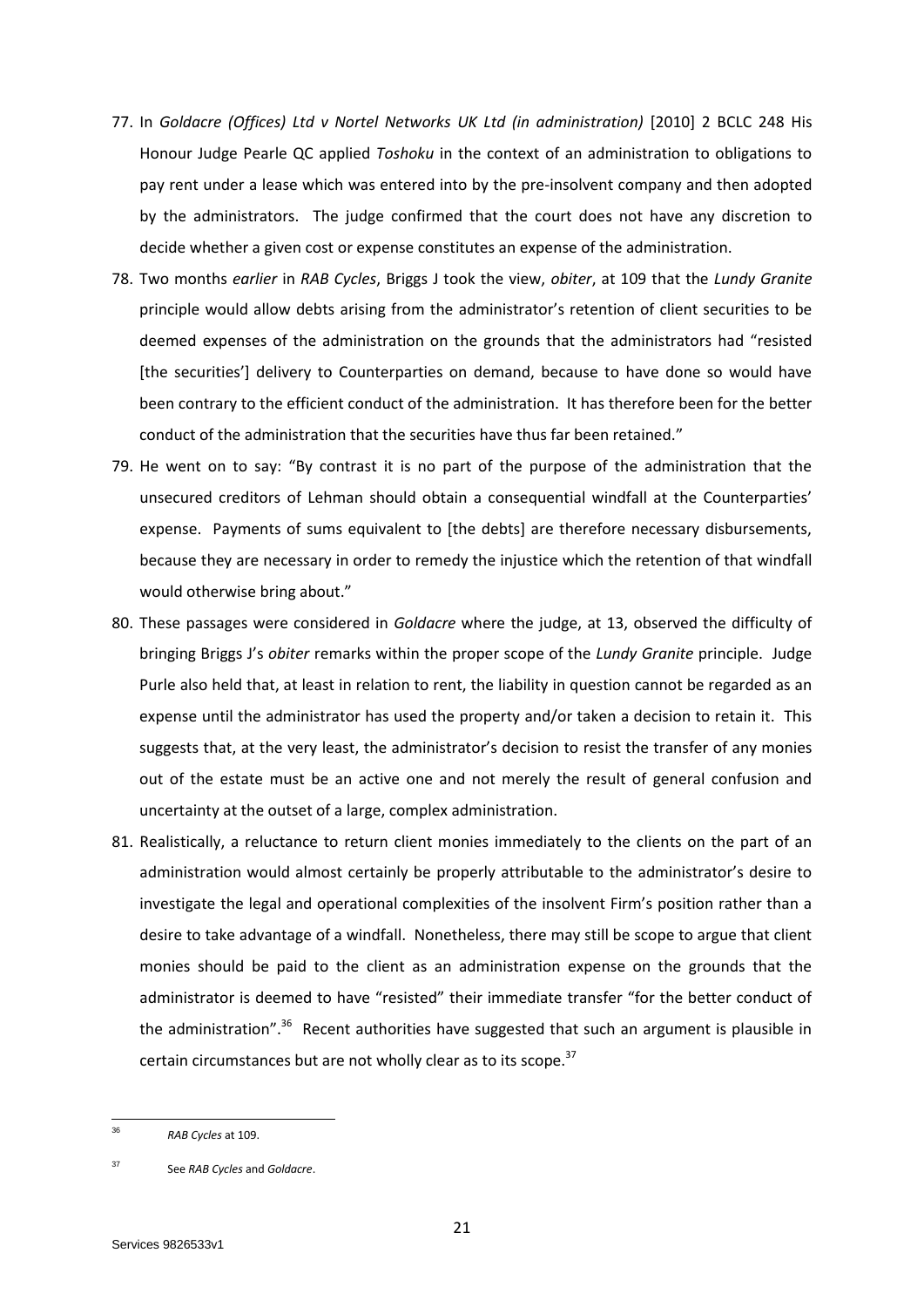77. In *Goldacre (Offices) Ltd v Nortel Networks UK Ltd (in administration)* [2010] 2 BCLC 248 His Honour Judge Pearle QC applied *Toshoku* in the context of an administration to obligations to pay rent under a lease which was entered into by the pre-insolvent company and then adopted by the administrators. The judge confirmed that the court does not have any discretion to decide whether a given cost or expense constitutes an expense of the administration.

78. Two months *earlier* in *RAB Cycles*, Briggs J took the view, *obiter*, at 109 that the *Lundy Granite* principle would allow debts arising from the administrator's retention of client securities to be deemed expenses of the administration on the grounds that the administrators had "resisted [the securities'] delivery to Counterparties on demand, because to have done so would have been contrary to the efficient conduct of the administration. It has therefore been for the better conduct of the administration that the securities have thus far been retained."

79. He went on to say: "By contrast it is no part of the purpose of the administration that the unsecured creditors of Lehman should obtain a consequential windfall at the Counterparties' expense. Payments of sums equivalent to [the debts] are therefore necessary disbursements, because they are necessary in order to remedy the injustice which the retention of that windfall would otherwise bring about."

80. These passages were considered in *Goldacre* where the judge, at 13, observed the difficulty of bringing Briggs J's *obiter* remarks within the proper scope of the *Lundy Granite* principle. Judge Purle also held that, at least in relation to rent, the liability in question cannot be regarded as an expense until the administrator has used the property and/or taken a decision to retain it. This suggests that, at the very least, the administrator's decision to resist the transfer of any monies out of the estate must be an active one and not merely the result of general confusion and uncertainty at the outset of a large, complex administration.

81. Realistically, a reluctance to return client monies immediately to the clients on the part of an administration would almost certainly be properly attributable to the administrator's desire to investigate the legal and operational complexities of the insolvent Firm's position rather than a desire to take advantage of a windfall. Nonetheless, there may still be scope to argue that client monies should be paid to the client as an administration expense on the grounds that the administrator is deemed to have "resisted" their immediate transfer "for the better conduct of the administration".[36] Recent authorities have suggested that such an argument is plausible in certain circumstances but are not wholly clear as to its scope.[37]

---

[36] *RAB Cycles* at 109.

[37] See *RAB Cycles* and *Goldacre*.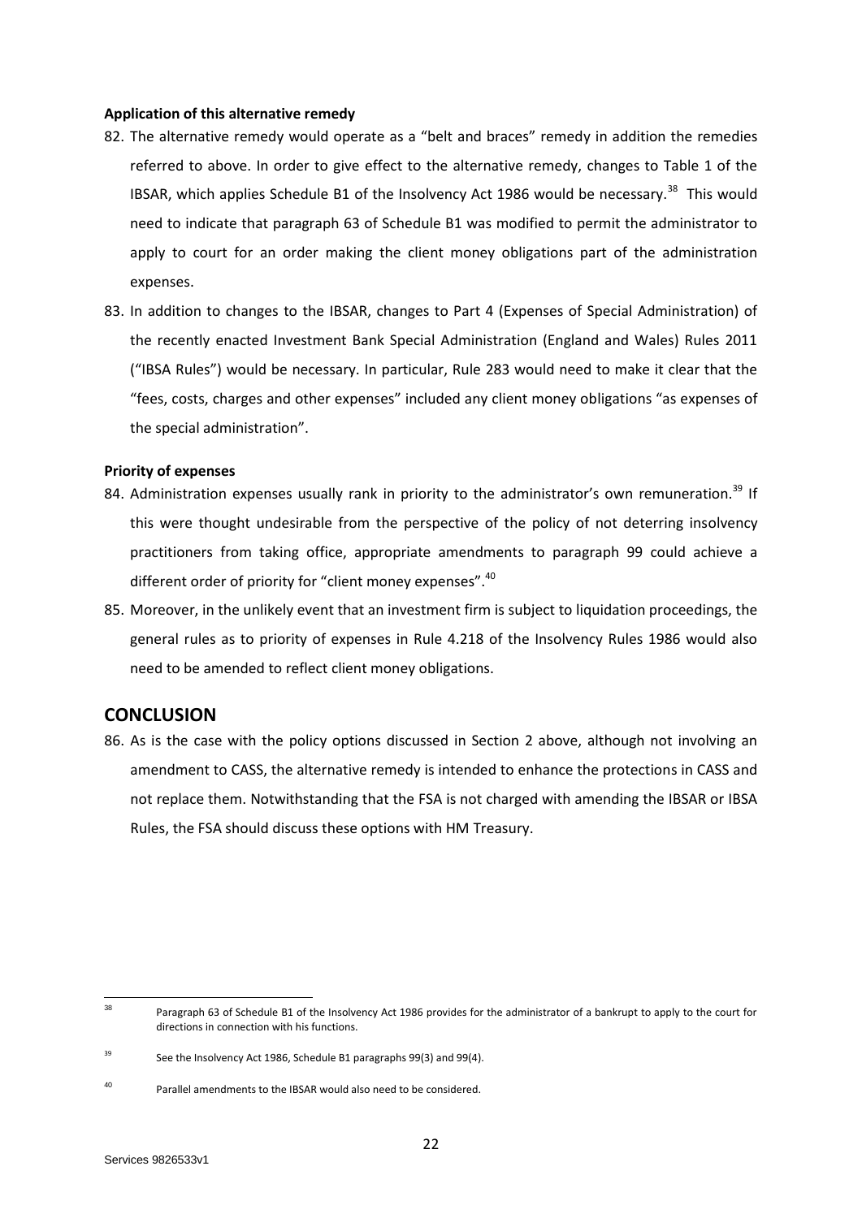**Application of this alternative remedy**

82. The alternative remedy would operate as a "belt and braces" remedy in addition the remedies referred to above. In order to give effect to the alternative remedy, changes to Table 1 of the IBSAR, which applies Schedule B1 of the Insolvency Act 1986 would be necessary.[38] This would need to indicate that paragraph 63 of Schedule B1 was modified to permit the administrator to apply to court for an order making the client money obligations part of the administration expenses.

83. In addition to changes to the IBSAR, changes to Part 4 (Expenses of Special Administration) of the recently enacted Investment Bank Special Administration (England and Wales) Rules 2011 ("IBSA Rules") would be necessary. In particular, Rule 283 would need to make it clear that the "fees, costs, charges and other expenses" included any client money obligations "as expenses of the special administration".

**Priority of expenses**

84. Administration expenses usually rank in priority to the administrator's own remuneration.[39] If this were thought undesirable from the perspective of the policy of not deterring insolvency practitioners from taking office, appropriate amendments to paragraph 99 could achieve a different order of priority for "client money expenses".[40]

85. Moreover, in the unlikely event that an investment firm is subject to liquidation proceedings, the general rules as to priority of expenses in Rule 4.218 of the Insolvency Rules 1986 would also need to be amended to reflect client money obligations.

## CONCLUSION

86. As is the case with the policy options discussed in Section 2 above, although not involving an amendment to CASS, the alternative remedy is intended to enhance the protections in CASS and not replace them. Notwithstanding that the FSA is not charged with amending the IBSAR or IBSA Rules, the FSA should discuss these options with HM Treasury.

---

[38] Paragraph 63 of Schedule B1 of the Insolvency Act 1986 provides for the administrator of a bankrupt to apply to the court for directions in connection with his functions.

[39] See the Insolvency Act 1986, Schedule B1 paragraphs 99(3) and 99(4).

[40] Parallel amendments to the IBSAR would also need to be considered.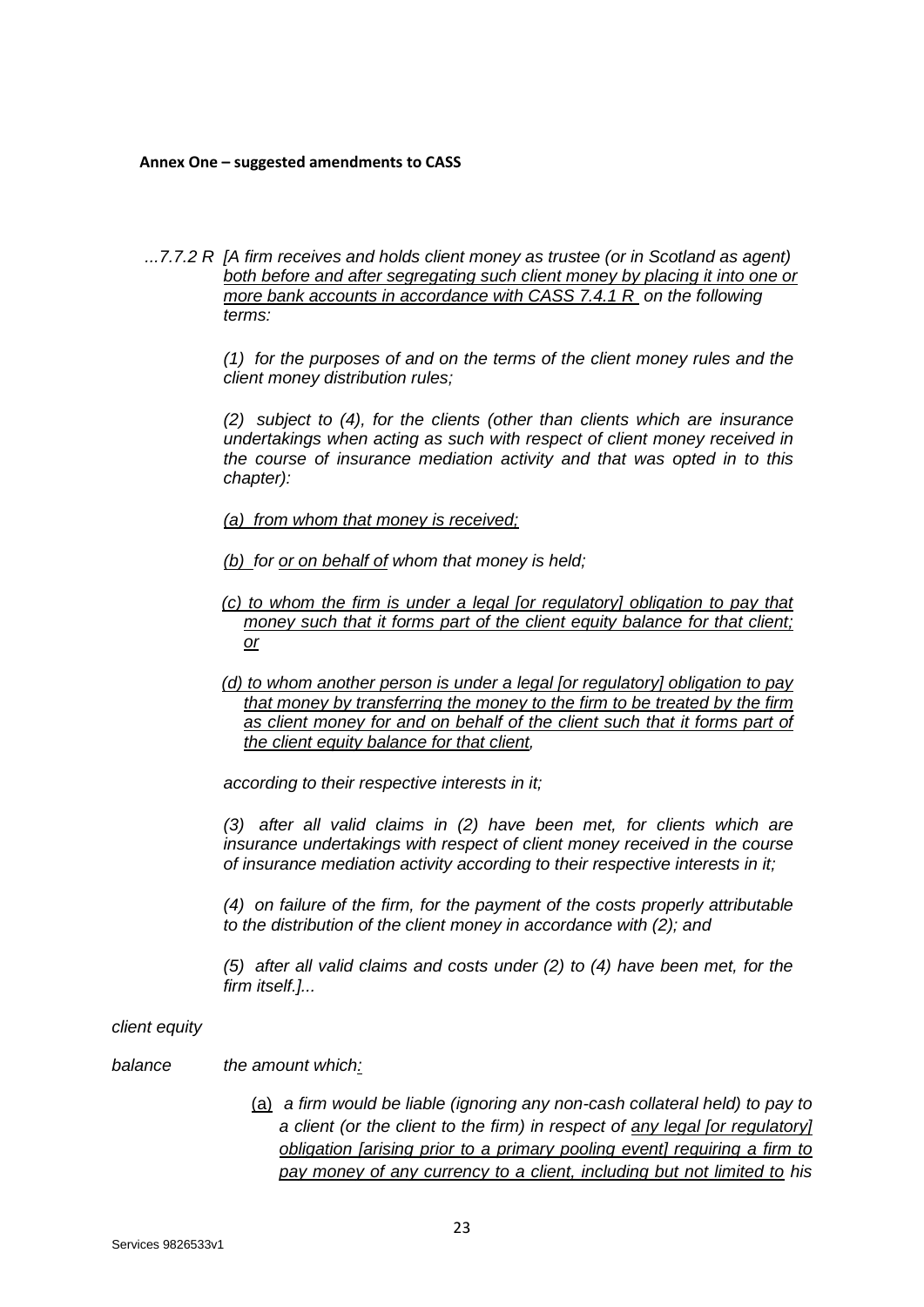**Annex One – suggested amendments to CASS**

*...7.7.2 R [A firm receives and holds client money as trustee (or in Scotland as agent) <u>both before and after segregating such client money by placing it into one or more bank accounts in accordance with CASS 7.4.1 R</u> on the following terms:*

*(1) for the purposes of and on the terms of the client money rules and the client money distribution rules;*

*(2) subject to (4), for the clients (other than clients which are insurance undertakings when acting as such with respect of client money received in the course of insurance mediation activity and that was opted in to this chapter):*

*<u>(a) from whom that money is received;</u>*

*<u>(b)</u> for <u>or on behalf of</u> whom that money is held;*

*<u>(c) to whom the firm is under a legal [or regulatory] obligation to pay that money such that it forms part of the client equity balance for that client; or</u>*

*<u>(d) to whom another person is under a legal [or regulatory] obligation to pay that money by transferring the money to the firm to be treated by the firm as client money for and on behalf of the client such that it forms part of the client equity balance for that client</u>,*

*according to their respective interests in it;*

*(3) after all valid claims in (2) have been met, for clients which are insurance undertakings with respect of client money received in the course of insurance mediation activity according to their respective interests in it;*

*(4) on failure of the firm, for the payment of the costs properly attributable to the distribution of the client money in accordance with (2); and*

*(5) after all valid claims and costs under (2) to (4) have been met, for the firm itself.]...*

*client equity balance* — *the amount which<u>:</u>*

*<u>(a)</u> a firm would be liable (ignoring any non-cash collateral held) to pay to a client (or the client to the firm) in respect of <u>any legal [or regulatory] obligation [arising prior to a primary pooling event] requiring a firm to pay money of any currency to a client, including but not limited to</u> his*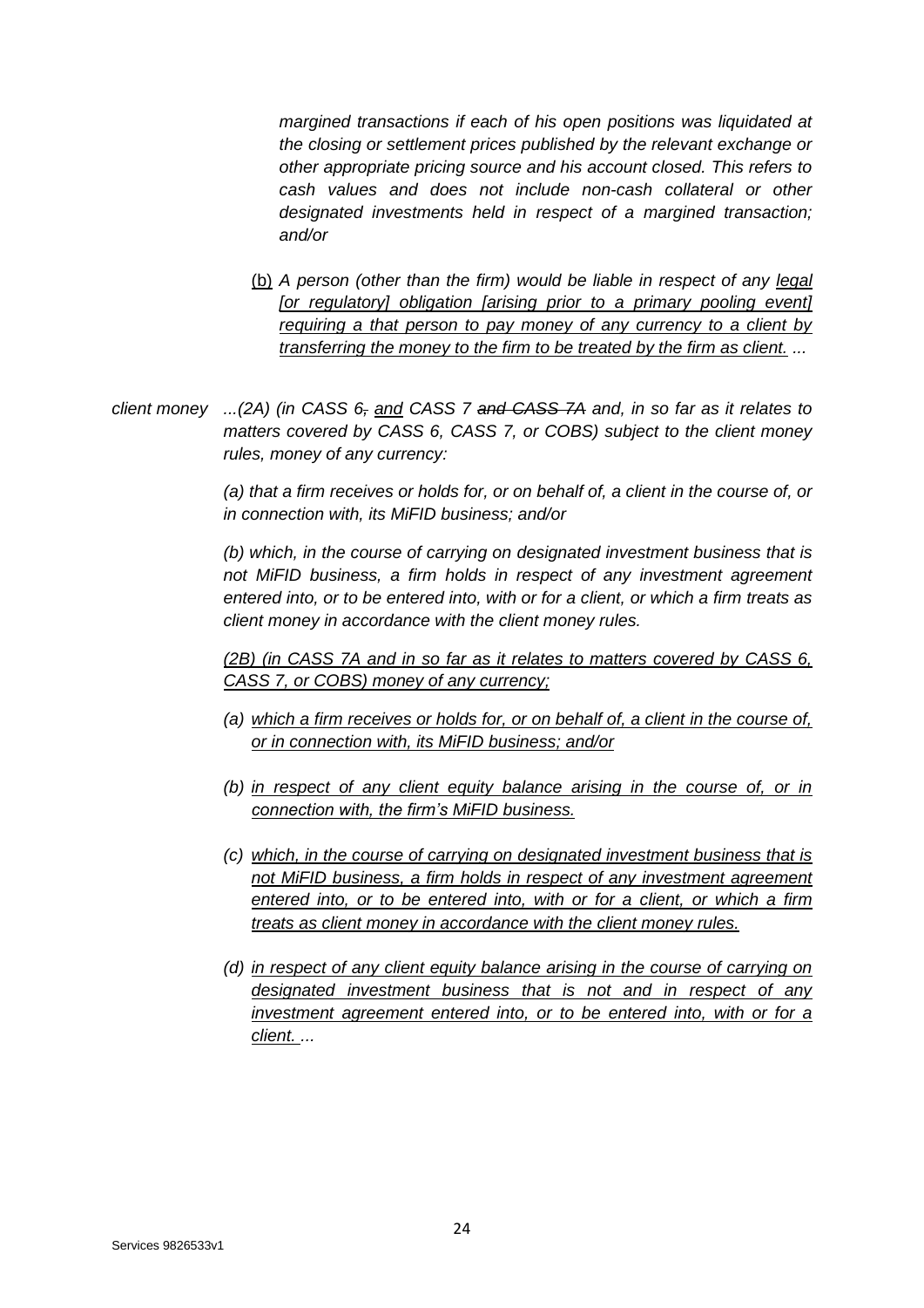*margined transactions if each of his open positions was liquidated at the closing or settlement prices published by the relevant exchange or other appropriate pricing source and his account closed. This refers to cash values and does not include non-cash collateral or other designated investments held in respect of a margined transaction; and/or*

<u>(b)</u> *A person (other than the firm) would be liable in respect of any <u>legal [or regulatory] obligation [arising prior to a primary pooling event] requiring a that person to pay money of any currency to a client by transferring the money to the firm to be treated by the firm as client.</u> ...*

*client money* *...(2A) (in CASS 6~~,~~ <u>and</u> CASS 7 ~~and CASS 7A~~ and, in so far as it relates to matters covered by CASS 6, CASS 7, or COBS) subject to the client money rules, money of any currency:*

*(a) that a firm receives or holds for, or on behalf of, a client in the course of, or in connection with, its MiFID business; and/or*

*(b) which, in the course of carrying on designated investment business that is not MiFID business, a firm holds in respect of any investment agreement entered into, or to be entered into, with or for a client, or which a firm treats as client money in accordance with the client money rules.*

*<u>(2B) (in CASS 7A and in so far as it relates to matters covered by CASS 6, CASS 7, or COBS) money of any currency;</u>*

*(a) <u>which a firm receives or holds for, or on behalf of, a client in the course of, or in connection with, its MiFID business; and/or</u>*

*(b) <u>in respect of any client equity balance arising in the course of, or in connection with, the firm's MiFID business.</u>*

*(c) <u>which, in the course of carrying on designated investment business that is not MiFID business, a firm holds in respect of any investment agreement entered into, or to be entered into, with or for a client, or which a firm treats as client money in accordance with the client money rules.</u>*

*(d) <u>in respect of any client equity balance arising in the course of carrying on designated investment business that is not and in respect of any investment agreement entered into, or to be entered into, with or for a client.</u> ...*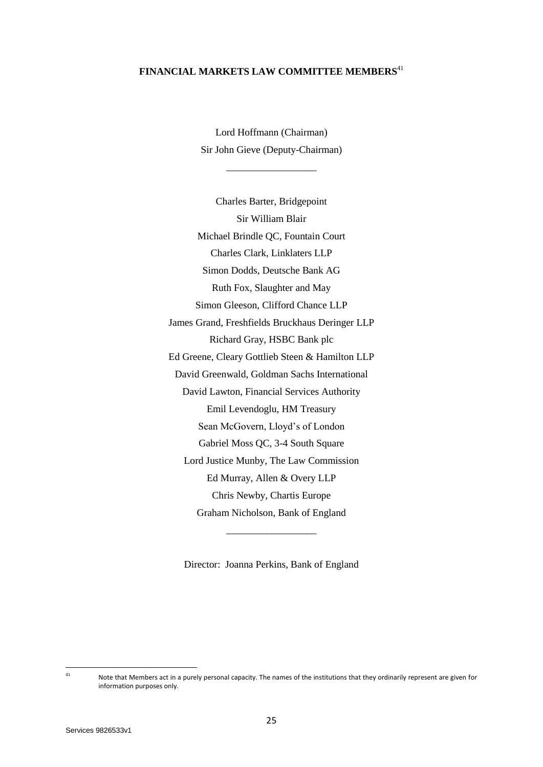# FINANCIAL MARKETS LAW COMMITTEE MEMBERS[41]

Lord Hoffmann (Chairman)

Sir John Gieve (Deputy-Chairman)

---

Charles Barter, Bridgepoint

Sir William Blair

Michael Brindle QC, Fountain Court

Charles Clark, Linklaters LLP

Simon Dodds, Deutsche Bank AG

Ruth Fox, Slaughter and May

Simon Gleeson, Clifford Chance LLP

James Grand, Freshfields Bruckhaus Deringer LLP

Richard Gray, HSBC Bank plc

Ed Greene, Cleary Gottlieb Steen & Hamilton LLP

David Greenwald, Goldman Sachs International

David Lawton, Financial Services Authority

Emil Levendoglu, HM Treasury

Sean McGovern, Lloyd's of London

Gabriel Moss QC, 3-4 South Square

Lord Justice Munby, The Law Commission

Ed Murray, Allen & Overy LLP

Chris Newby, Chartis Europe

Graham Nicholson, Bank of England

---

Director: Joanna Perkins, Bank of England

---

[41] Note that Members act in a purely personal capacity. The names of the institutions that they ordinarily represent are given for information purposes only.

Services 9826533v1